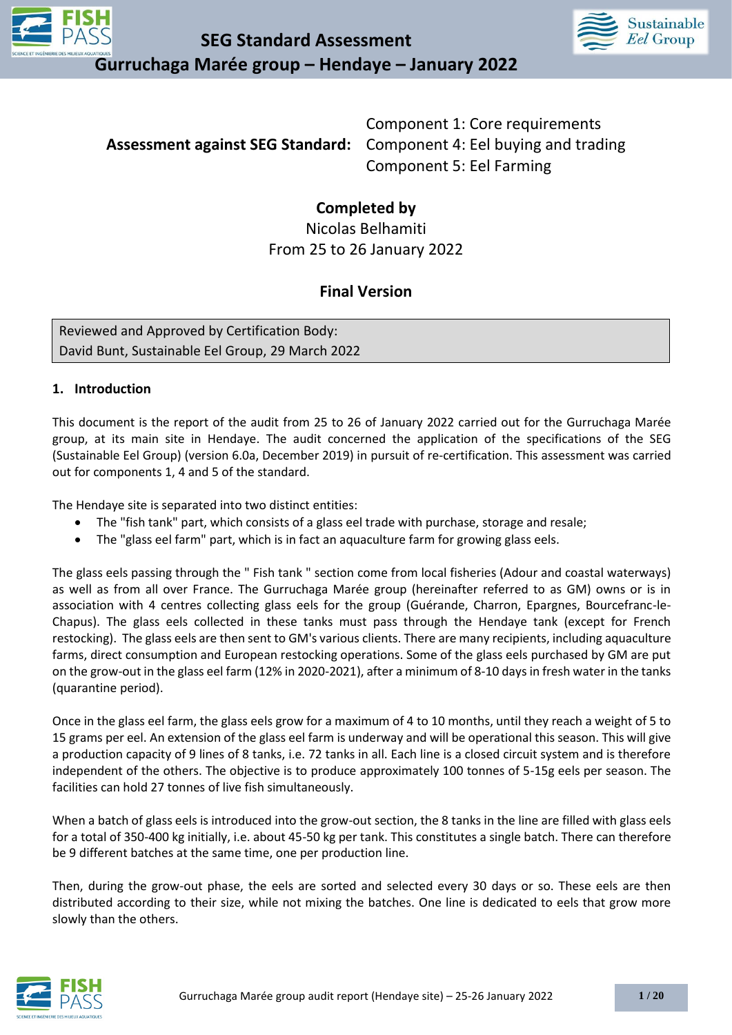# SEG Standard Assessment

## Gurruchaga Marée group – Hendaye – January 2022

**Assessment against SEG Standard:** Component 1: Core requirements
Component 4: Eel buying and trading
Component 5: Eel Farming

**Completed by**
Nicolas Belhamiti
From 25 to 26 January 2022

**Final Version**

| Reviewed and Approved by Certification Body: David Bunt, Sustainable Eel Group, 29 March 2022 |
|---|

### 1. Introduction

This document is the report of the audit from 25 to 26 of January 2022 carried out for the Gurruchaga Marée group, at its main site in Hendaye. The audit concerned the application of the specifications of the SEG (Sustainable Eel Group) (version 6.0a, December 2019) in pursuit of re-certification. This assessment was carried out for components 1, 4 and 5 of the standard.

The Hendaye site is separated into two distinct entities:

- The "fish tank" part, which consists of a glass eel trade with purchase, storage and resale;
- The "glass eel farm" part, which is in fact an aquaculture farm for growing glass eels.

The glass eels passing through the " Fish tank " section come from local fisheries (Adour and coastal waterways) as well as from all over France. The Gurruchaga Marée group (hereinafter referred to as GM) owns or is in association with 4 centres collecting glass eels for the group (Guérande, Charron, Epargnes, Bourcefranc-le-Chapus). The glass eels collected in these tanks must pass through the Hendaye tank (except for French restocking). The glass eels are then sent to GM's various clients. There are many recipients, including aquaculture farms, direct consumption and European restocking operations. Some of the glass eels purchased by GM are put on the grow-out in the glass eel farm (12% in 2020-2021), after a minimum of 8-10 days in fresh water in the tanks (quarantine period).

Once in the glass eel farm, the glass eels grow for a maximum of 4 to 10 months, until they reach a weight of 5 to 15 grams per eel. An extension of the glass eel farm is underway and will be operational this season. This will give a production capacity of 9 lines of 8 tanks, i.e. 72 tanks in all. Each line is a closed circuit system and is therefore independent of the others. The objective is to produce approximately 100 tonnes of 5-15g eels per season. The facilities can hold 27 tonnes of live fish simultaneously.

When a batch of glass eels is introduced into the grow-out section, the 8 tanks in the line are filled with glass eels for a total of 350-400 kg initially, i.e. about 45-50 kg per tank. This constitutes a single batch. There can therefore be 9 different batches at the same time, one per production line.

Then, during the grow-out phase, the eels are sorted and selected every 30 days or so. These eels are then distributed according to their size, while not mixing the batches. One line is dedicated to eels that grow more slowly than the others.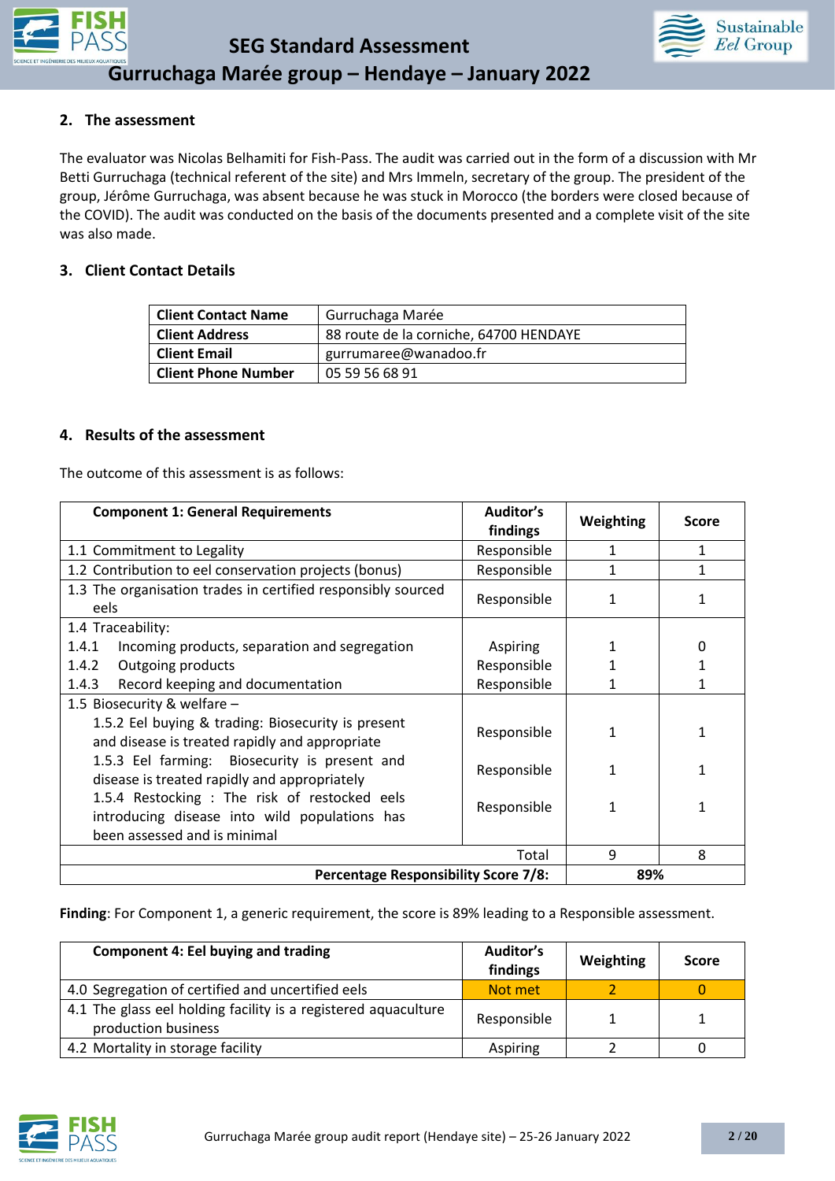## 2. The assessment

The evaluator was Nicolas Belhamiti for Fish-Pass. The audit was carried out in the form of a discussion with Mr Betti Gurruchaga (technical referent of the site) and Mrs Immeln, secretary of the group. The president of the group, Jérôme Gurruchaga, was absent because he was stuck in Morocco (the borders were closed because of the COVID). The audit was conducted on the basis of the documents presented and a complete visit of the site was also made.

## 3. Client Contact Details

| | |
|---|---|
| **Client Contact Name** | Gurruchaga Marée |
| **Client Address** | 88 route de la corniche, 64700 HENDAYE |
| **Client Email** | gurrumaree@wanadoo.fr |
| **Client Phone Number** | 05 59 56 68 91 |

## 4. Results of the assessment

The outcome of this assessment is as follows:

| Component 1: General Requirements | Auditor's findings | Weighting | Score |
|---|---|---|---|
| 1.1 Commitment to Legality | Responsible | 1 | 1 |
| 1.2 Contribution to eel conservation projects (bonus) | Responsible | 1 | 1 |
| 1.3 The organisation trades in certified responsibly sourced eels | Responsible | 1 | 1 |
| 1.4 Traceability: | | | |
| 1.4.1 Incoming products, separation and segregation | Aspiring | 1 | 0 |
| 1.4.2 Outgoing products | Responsible | 1 | 1 |
| 1.4.3 Record keeping and documentation | Responsible | 1 | 1 |
| 1.5 Biosecurity & welfare – | | | |
| 1.5.2 Eel buying & trading: Biosecurity is present and disease is treated rapidly and appropriate | Responsible | 1 | 1 |
| 1.5.3 Eel farming: Biosecurity is present and disease is treated rapidly and appropriately | Responsible | 1 | 1 |
| 1.5.4 Restocking : The risk of restocked eels introducing disease into wild populations has been assessed and is minimal | Responsible | 1 | 1 |
| Total | | 9 | 8 |
| **Percentage Responsibility Score 7/8:** | | **89%** | |

**Finding**: For Component 1, a generic requirement, the score is 89% leading to a Responsible assessment.

| Component 4: Eel buying and trading | Auditor's findings | Weighting | Score |
|---|---|---|---|
| 4.0 Segregation of certified and uncertified eels | Not met | 2 | 0 |
| 4.1 The glass eel holding facility is a registered aquaculture production business | Responsible | 1 | 1 |
| 4.2 Mortality in storage facility | Aspiring | 2 | 0 |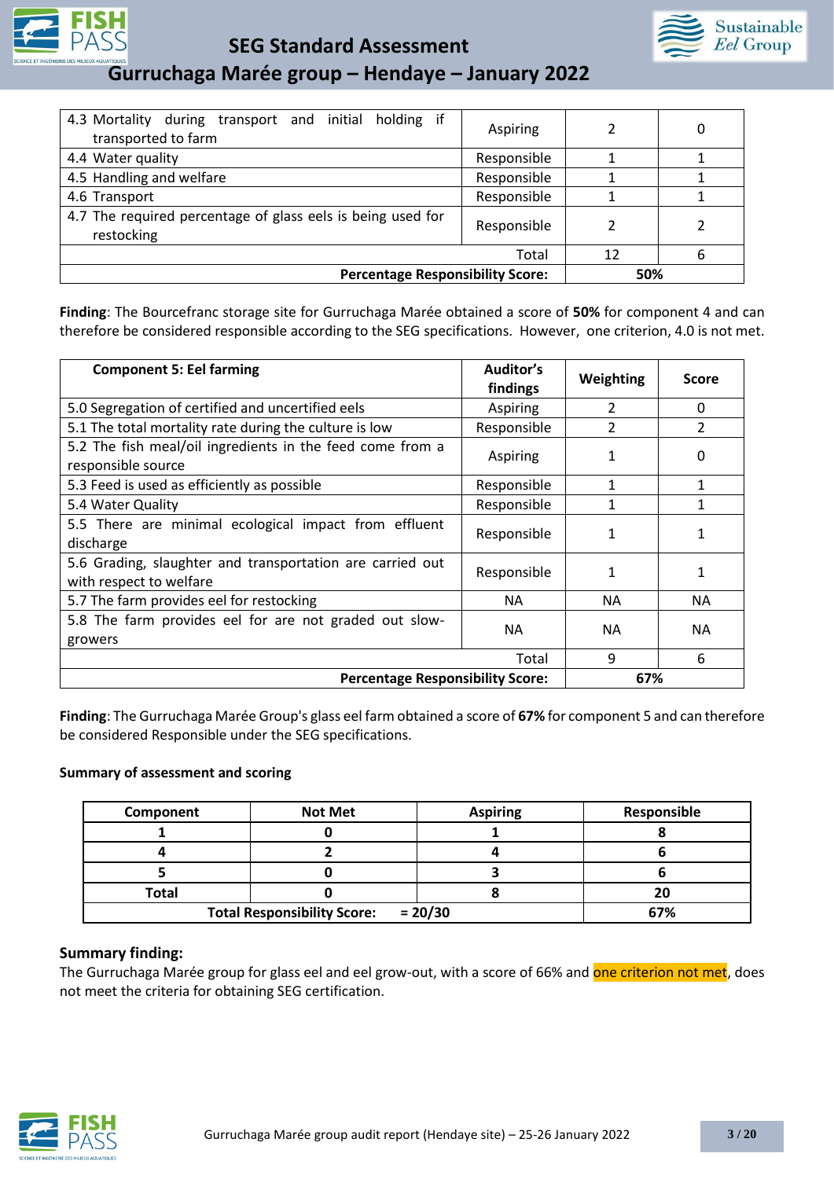| | | | |
|---|---|---|---|
| 4.3 Mortality during transport and initial holding if transported to farm | Aspiring | 2 | 0 |
| 4.4 Water quality | Responsible | 1 | 1 |
| 4.5 Handling and welfare | Responsible | 1 | 1 |
| 4.6 Transport | Responsible | 1 | 1 |
| 4.7 The required percentage of glass eels is being used for restocking | Responsible | 2 | 2 |
| Total | | 12 | 6 |
| **Percentage Responsibility Score:** | | **50%** | |

**Finding**: The Bourcefranc storage site for Gurruchaga Marée obtained a score of **50%** for component 4 and can therefore be considered responsible according to the SEG specifications. However, one criterion, 4.0 is not met.

| **Component 5: Eel farming** | **Auditor's findings** | **Weighting** | **Score** |
|---|---|---|---|
| 5.0 Segregation of certified and uncertified eels | Aspiring | 2 | 0 |
| 5.1 The total mortality rate during the culture is low | Responsible | 2 | 2 |
| 5.2 The fish meal/oil ingredients in the feed come from a responsible source | Aspiring | 1 | 0 |
| 5.3 Feed is used as efficiently as possible | Responsible | 1 | 1 |
| 5.4 Water Quality | Responsible | 1 | 1 |
| 5.5 There are minimal ecological impact from effluent discharge | Responsible | 1 | 1 |
| 5.6 Grading, slaughter and transportation are carried out with respect to welfare | Responsible | 1 | 1 |
| 5.7 The farm provides eel for restocking | NA | NA | NA |
| 5.8 The farm provides eel for are not graded out slow-growers | NA | NA | NA |
| Total | | 9 | 6 |
| **Percentage Responsibility Score:** | | **67%** | |

**Finding**: The Gurruchaga Marée Group's glass eel farm obtained a score of **67%** for component 5 and can therefore be considered Responsible under the SEG specifications.

**Summary of assessment and scoring**

| **Component** | **Not Met** | **Aspiring** | **Responsible** |
|---|---|---|---|
| **1** | **0** | **1** | **8** |
| **4** | **2** | **4** | **6** |
| **5** | **0** | **3** | **6** |
| **Total** | **0** | **8** | **20** |
| **Total Responsibility Score:** | **= 20/30** | | **67%** |

### Summary finding:

The Gurruchaga Marée group for glass eel and eel grow-out, with a score of 66% and one criterion not met, does not meet the criteria for obtaining SEG certification.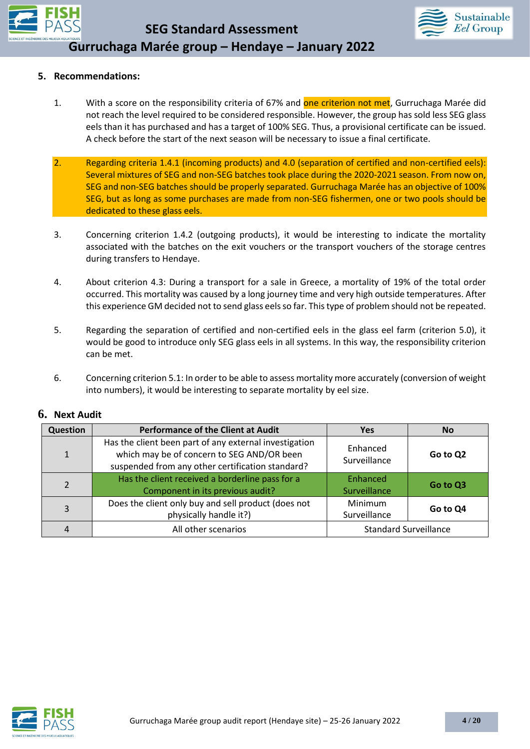## 5. Recommendations:

1. With a score on the responsibility criteria of 67% and one criterion not met, Gurruchaga Marée did not reach the level required to be considered responsible. However, the group has sold less SEG glass eels than it has purchased and has a target of 100% SEG. Thus, a provisional certificate can be issued. A check before the start of the next season will be necessary to issue a final certificate.

2. Regarding criteria 1.4.1 (incoming products) and 4.0 (separation of certified and non-certified eels): Several mixtures of SEG and non-SEG batches took place during the 2020-2021 season. From now on, SEG and non-SEG batches should be properly separated. Gurruchaga Marée has an objective of 100% SEG, but as long as some purchases are made from non-SEG fishermen, one or two pools should be dedicated to these glass eels.

3. Concerning criterion 1.4.2 (outgoing products), it would be interesting to indicate the mortality associated with the batches on the exit vouchers or the transport vouchers of the storage centres during transfers to Hendaye.

4. About criterion 4.3: During a transport for a sale in Greece, a mortality of 19% of the total order occurred. This mortality was caused by a long journey time and very high outside temperatures. After this experience GM decided not to send glass eels so far. This type of problem should not be repeated.

5. Regarding the separation of certified and non-certified eels in the glass eel farm (criterion 5.0), it would be good to introduce only SEG glass eels in all systems. In this way, the responsibility criterion can be met.

6. Concerning criterion 5.1: In order to be able to assess mortality more accurately (conversion of weight into numbers), it would be interesting to separate mortality by eel size.

## 6. Next Audit

| Question | Performance of the Client at Audit | Yes | No |
|---|---|---|---|
| 1 | Has the client been part of any external investigation which may be of concern to SEG AND/OR been suspended from any other certification standard? | Enhanced Surveillance | **Go to Q2** |
| 2 | Has the client received a borderline pass for a Component in its previous audit? | Enhanced Surveillance | **Go to Q3** |
| 3 | Does the client only buy and sell product (does not physically handle it?) | Minimum Surveillance | **Go to Q4** |
| 4 | All other scenarios | Standard Surveillance | |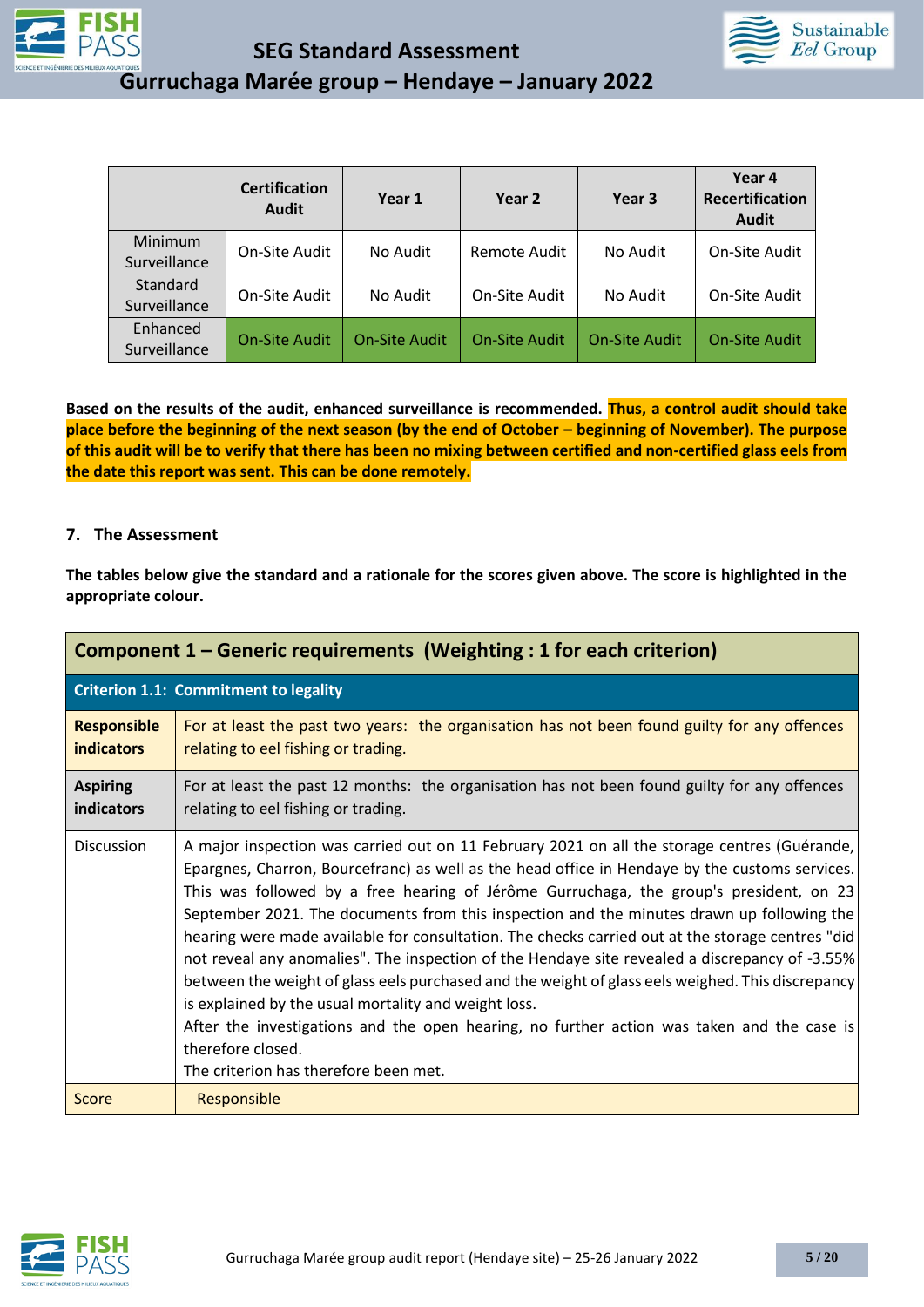| | Certification Audit | Year 1 | Year 2 | Year 3 | Year 4 Recertification Audit |
|---|---|---|---|---|---|
| Minimum Surveillance | On-Site Audit | No Audit | Remote Audit | No Audit | On-Site Audit |
| Standard Surveillance | On-Site Audit | No Audit | On-Site Audit | No Audit | On-Site Audit |
| Enhanced Surveillance | On-Site Audit | On-Site Audit | On-Site Audit | On-Site Audit | On-Site Audit |

**Based on the results of the audit, enhanced surveillance is recommended. Thus, a control audit should take place before the beginning of the next season (by the end of October – beginning of November). The purpose of this audit will be to verify that there has been no mixing between certified and non-certified glass eels from the date this report was sent. This can be done remotely.**

## 7. The Assessment

**The tables below give the standard and a rationale for the scores given above. The score is highlighted in the appropriate colour.**

| **Component 1 – Generic requirements (Weighting : 1 for each criterion)** | |
|---|---|
| **Criterion 1.1: Commitment to legality** | |
| **Responsible indicators** | For at least the past two years: the organisation has not been found guilty for any offences relating to eel fishing or trading. |
| **Aspiring indicators** | For at least the past 12 months: the organisation has not been found guilty for any offences relating to eel fishing or trading. |
| Discussion | A major inspection was carried out on 11 February 2021 on all the storage centres (Guérande, Epargnes, Charron, Bourcefranc) as well as the head office in Hendaye by the customs services. This was followed by a free hearing of Jérôme Gurruchaga, the group's president, on 23 September 2021. The documents from this inspection and the minutes drawn up following the hearing were made available for consultation. The checks carried out at the storage centres "did not reveal any anomalies". The inspection of the Hendaye site revealed a discrepancy of -3.55% between the weight of glass eels purchased and the weight of glass eels weighed. This discrepancy is explained by the usual mortality and weight loss.<br>After the investigations and the open hearing, no further action was taken and the case is therefore closed.<br>The criterion has therefore been met. |
| Score | Responsible |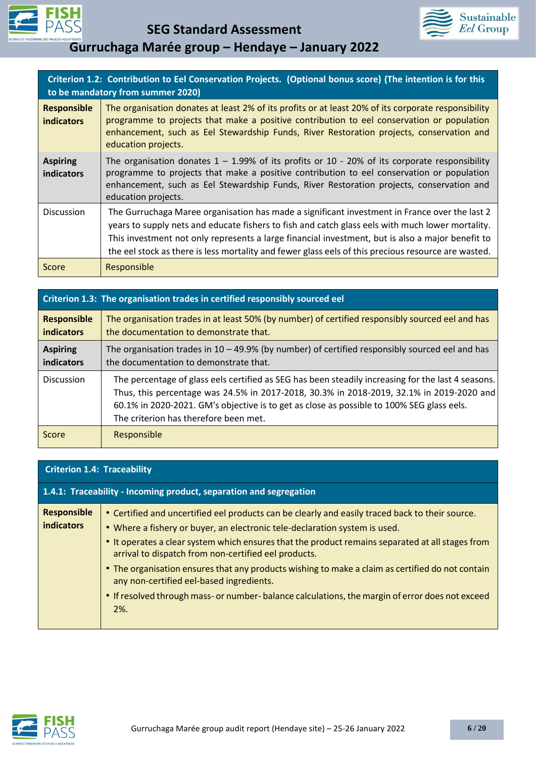| Criterion 1.2: Contribution to Eel Conservation Projects. (Optional bonus score) (The intention is for this to be mandatory from summer 2020) | |
|---|---|
| **Responsible indicators** | The organisation donates at least 2% of its profits or at least 20% of its corporate responsibility programme to projects that make a positive contribution to eel conservation or population enhancement, such as Eel Stewardship Funds, River Restoration projects, conservation and education projects. |
| **Aspiring indicators** | The organisation donates 1 – 1.99% of its profits or 10 - 20% of its corporate responsibility programme to projects that make a positive contribution to eel conservation or population enhancement, such as Eel Stewardship Funds, River Restoration projects, conservation and education projects. |
| Discussion | The Gurruchaga Maree organisation has made a significant investment in France over the last 2 years to supply nets and educate fishers to fish and catch glass eels with much lower mortality. This investment not only represents a large financial investment, but is also a major benefit to the eel stock as there is less mortality and fewer glass eels of this precious resource are wasted. |
| Score | Responsible |

| Criterion 1.3: The organisation trades in certified responsibly sourced eel | |
|---|---|
| **Responsible indicators** | The organisation trades in at least 50% (by number) of certified responsibly sourced eel and has the documentation to demonstrate that. |
| **Aspiring indicators** | The organisation trades in 10 – 49.9% (by number) of certified responsibly sourced eel and has the documentation to demonstrate that. |
| Discussion | The percentage of glass eels certified as SEG has been steadily increasing for the last 4 seasons. Thus, this percentage was 24.5% in 2017-2018, 30.3% in 2018-2019, 32.1% in 2019-2020 and 60.1% in 2020-2021. GM's objective is to get as close as possible to 100% SEG glass eels. The criterion has therefore been met. |
| Score | Responsible |

| Criterion 1.4: Traceability | |
|---|---|
| **1.4.1: Traceability - Incoming product, separation and segregation** | |
| **Responsible indicators** | • Certified and uncertified eel products can be clearly and easily traced back to their source.<br>• Where a fishery or buyer, an electronic tele-declaration system is used.<br>• It operates a clear system which ensures that the product remains separated at all stages from arrival to dispatch from non-certified eel products.<br>• The organisation ensures that any products wishing to make a claim as certified do not contain any non-certified eel-based ingredients.<br>• If resolved through mass- or number- balance calculations, the margin of error does not exceed 2%. |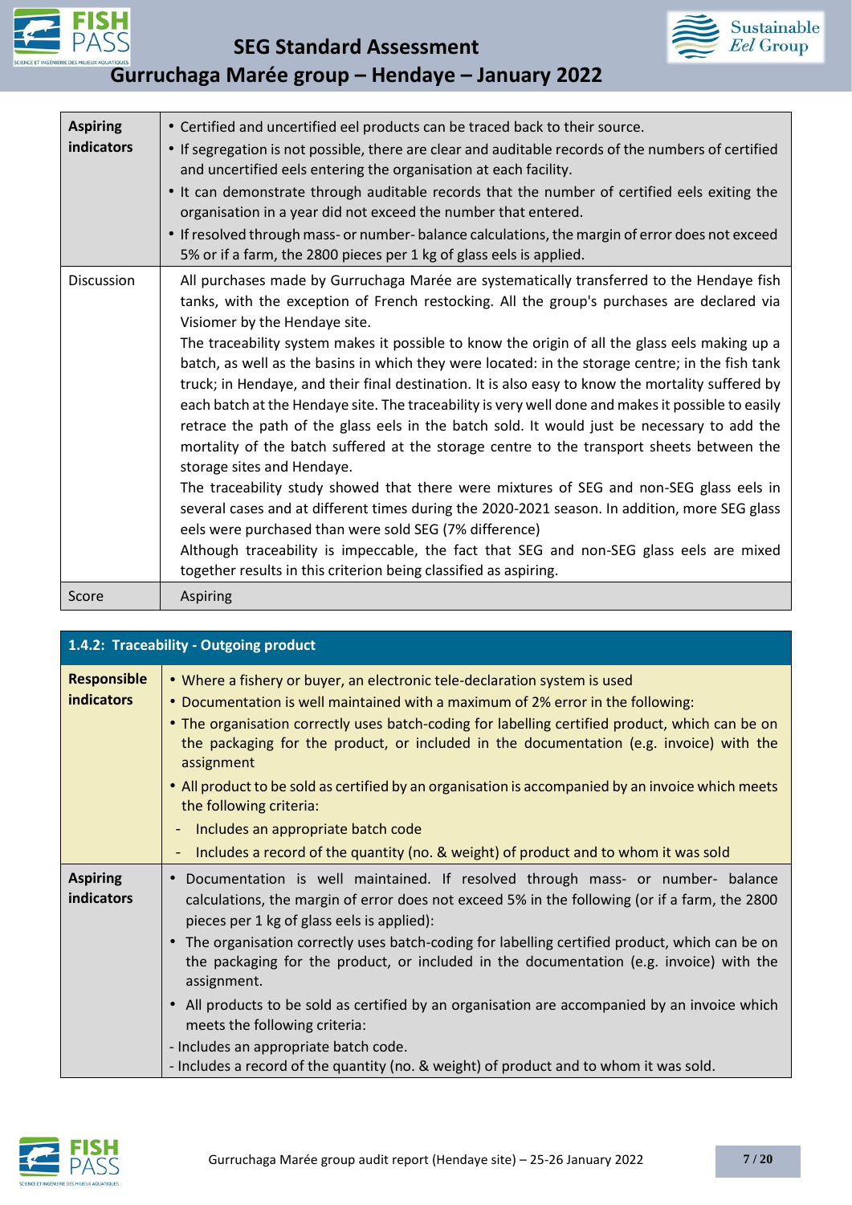| | |
|---|---|
| **Aspiring indicators** | • Certified and uncertified eel products can be traced back to their source.<br>• If segregation is not possible, there are clear and auditable records of the numbers of certified and uncertified eels entering the organisation at each facility.<br>• It can demonstrate through auditable records that the number of certified eels exiting the organisation in a year did not exceed the number that entered.<br>• If resolved through mass- or number- balance calculations, the margin of error does not exceed 5% or if a farm, the 2800 pieces per 1 kg of glass eels is applied. |
| Discussion | All purchases made by Gurruchaga Marée are systematically transferred to the Hendaye fish tanks, with the exception of French restocking. All the group's purchases are declared via Visiomer by the Hendaye site.<br>The traceability system makes it possible to know the origin of all the glass eels making up a batch, as well as the basins in which they were located: in the storage centre; in the fish tank truck; in Hendaye, and their final destination. It is also easy to know the mortality suffered by each batch at the Hendaye site. The traceability is very well done and makes it possible to easily retrace the path of the glass eels in the batch sold. It would just be necessary to add the mortality of the batch suffered at the storage centre to the transport sheets between the storage sites and Hendaye.<br>The traceability study showed that there were mixtures of SEG and non-SEG glass eels in several cases and at different times during the 2020-2021 season. In addition, more SEG glass eels were purchased than were sold SEG (7% difference)<br>Although traceability is impeccable, the fact that SEG and non-SEG glass eels are mixed together results in this criterion being classified as aspiring. |
| Score | Aspiring |

| **1.4.2: Traceability - Outgoing product** | |
|---|---|
| **Responsible indicators** | • Where a fishery or buyer, an electronic tele-declaration system is used<br>• Documentation is well maintained with a maximum of 2% error in the following:<br>• The organisation correctly uses batch-coding for labelling certified product, which can be on the packaging for the product, or included in the documentation (e.g. invoice) with the assignment<br>• All product to be sold as certified by an organisation is accompanied by an invoice which meets the following criteria:<br>- Includes an appropriate batch code<br>- Includes a record of the quantity (no. & weight) of product and to whom it was sold |
| **Aspiring indicators** | • Documentation is well maintained. If resolved through mass- or number- balance calculations, the margin of error does not exceed 5% in the following (or if a farm, the 2800 pieces per 1 kg of glass eels is applied):<br>• The organisation correctly uses batch-coding for labelling certified product, which can be on the packaging for the product, or included in the documentation (e.g. invoice) with the assignment.<br>• All products to be sold as certified by an organisation are accompanied by an invoice which meets the following criteria:<br>- Includes an appropriate batch code.<br>- Includes a record of the quantity (no. & weight) of product and to whom it was sold. |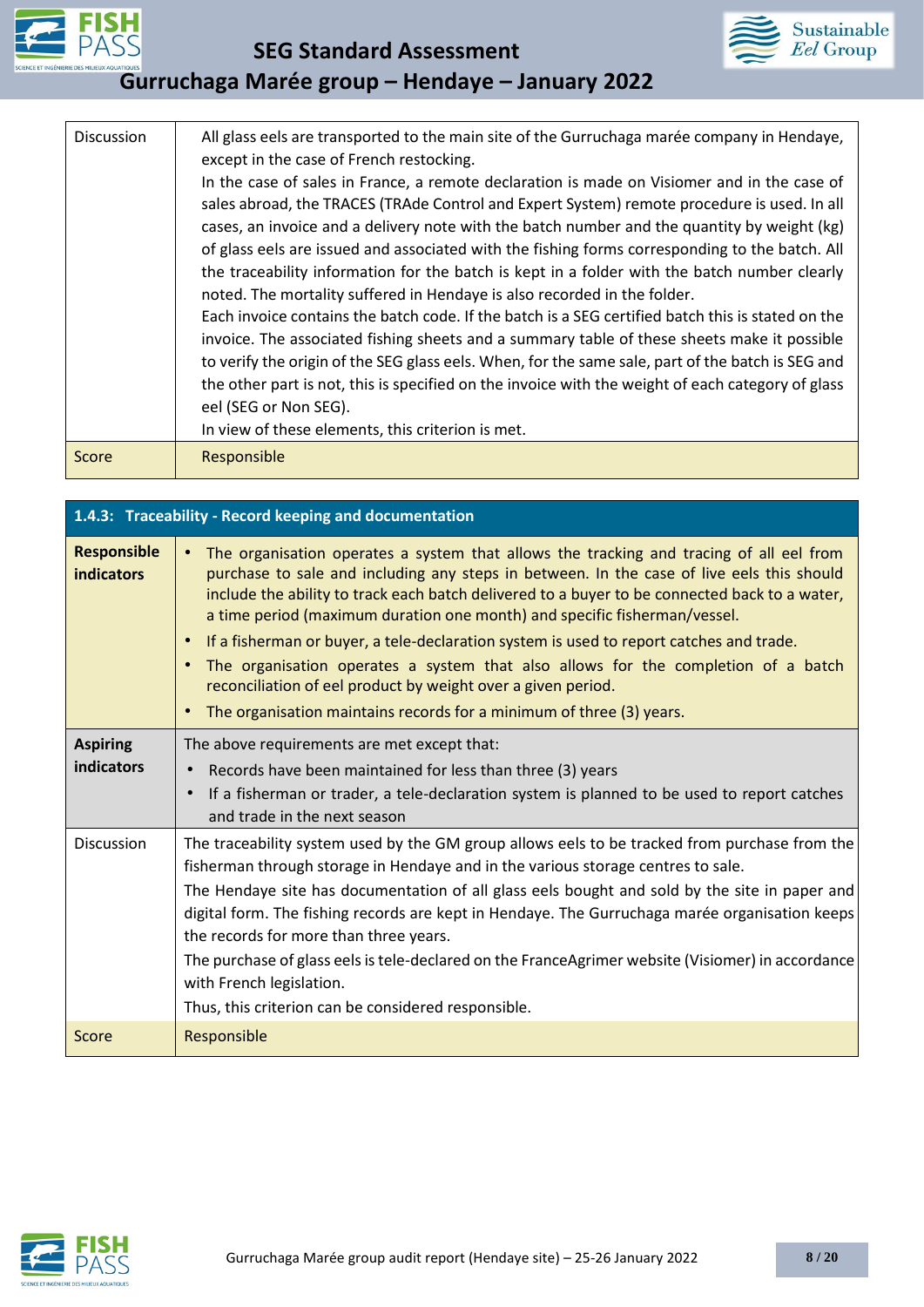| | |
|---|---|
| Discussion | All glass eels are transported to the main site of the Gurruchaga marée company in Hendaye, except in the case of French restocking.<br>In the case of sales in France, a remote declaration is made on Visiomer and in the case of sales abroad, the TRACES (TRAde Control and Expert System) remote procedure is used. In all cases, an invoice and a delivery note with the batch number and the quantity by weight (kg) of glass eels are issued and associated with the fishing forms corresponding to the batch. All the traceability information for the batch is kept in a folder with the batch number clearly noted. The mortality suffered in Hendaye is also recorded in the folder.<br>Each invoice contains the batch code. If the batch is a SEG certified batch this is stated on the invoice. The associated fishing sheets and a summary table of these sheets make it possible to verify the origin of the SEG glass eels. When, for the same sale, part of the batch is SEG and the other part is not, this is specified on the invoice with the weight of each category of glass eel (SEG or Non SEG).<br>In view of these elements, this criterion is met. |
| Score | Responsible |

| **1.4.3: Traceability - Record keeping and documentation** | |
|---|---|
| **Responsible indicators** | • The organisation operates a system that allows the tracking and tracing of all eel from purchase to sale and including any steps in between. In the case of live eels this should include the ability to track each batch delivered to a buyer to be connected back to a water, a time period (maximum duration one month) and specific fisherman/vessel.<br>• If a fisherman or buyer, a tele-declaration system is used to report catches and trade.<br>• The organisation operates a system that also allows for the completion of a batch reconciliation of eel product by weight over a given period.<br>• The organisation maintains records for a minimum of three (3) years. |
| **Aspiring indicators** | The above requirements are met except that:<br>• Records have been maintained for less than three (3) years<br>• If a fisherman or trader, a tele-declaration system is planned to be used to report catches and trade in the next season |
| Discussion | The traceability system used by the GM group allows eels to be tracked from purchase from the fisherman through storage in Hendaye and in the various storage centres to sale.<br>The Hendaye site has documentation of all glass eels bought and sold by the site in paper and digital form. The fishing records are kept in Hendaye. The Gurruchaga marée organisation keeps the records for more than three years.<br>The purchase of glass eels is tele-declared on the FranceAgrimer website (Visiomer) in accordance with French legislation.<br>Thus, this criterion can be considered responsible. |
| Score | Responsible |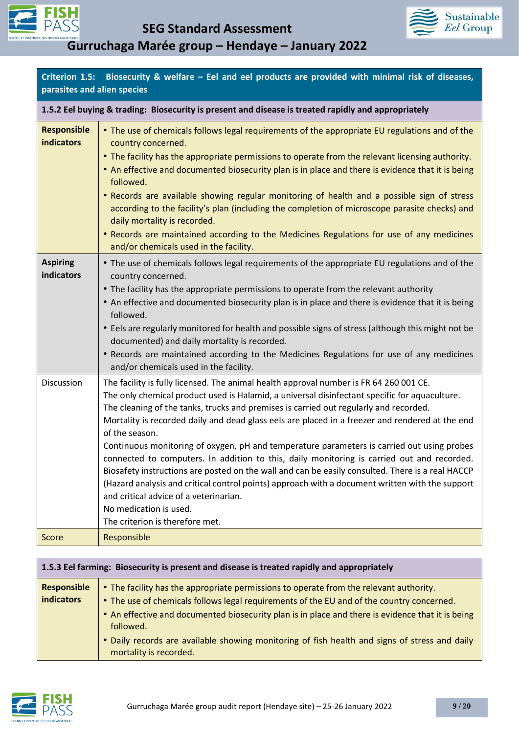| Criterion 1.5: Biosecurity & welfare – Eel and eel products are provided with minimal risk of diseases, parasites and alien species | |
|---|---|
| **1.5.2 Eel buying & trading: Biosecurity is present and disease is treated rapidly and appropriately** | |
| **Responsible indicators** | • The use of chemicals follows legal requirements of the appropriate EU regulations and of the country concerned.<br>• The facility has the appropriate permissions to operate from the relevant licensing authority.<br>• An effective and documented biosecurity plan is in place and there is evidence that it is being followed.<br>• Records are available showing regular monitoring of health and a possible sign of stress according to the facility's plan (including the completion of microscope parasite checks) and daily mortality is recorded.<br>• Records are maintained according to the Medicines Regulations for use of any medicines and/or chemicals used in the facility. |
| **Aspiring indicators** | • The use of chemicals follows legal requirements of the appropriate EU regulations and of the country concerned.<br>• The facility has the appropriate permissions to operate from the relevant authority<br>• An effective and documented biosecurity plan is in place and there is evidence that it is being followed.<br>• Eels are regularly monitored for health and possible signs of stress (although this might not be documented) and daily mortality is recorded.<br>• Records are maintained according to the Medicines Regulations for use of any medicines and/or chemicals used in the facility. |
| Discussion | The facility is fully licensed. The animal health approval number is FR 64 260 001 CE.<br>The only chemical product used is Halamid, a universal disinfectant specific for aquaculture.<br>The cleaning of the tanks, trucks and premises is carried out regularly and recorded.<br>Mortality is recorded daily and dead glass eels are placed in a freezer and rendered at the end of the season.<br>Continuous monitoring of oxygen, pH and temperature parameters is carried out using probes connected to computers. In addition to this, daily monitoring is carried out and recorded. Biosafety instructions are posted on the wall and can be easily consulted. There is a real HACCP (Hazard analysis and critical control points) approach with a document written with the support and critical advice of a veterinarian.<br>No medication is used.<br>The criterion is therefore met. |
| Score | Responsible |

| **1.5.3 Eel farming: Biosecurity is present and disease is treated rapidly and appropriately** | |
|---|---|
| **Responsible indicators** | • The facility has the appropriate permissions to operate from the relevant authority.<br>• The use of chemicals follows legal requirements of the EU and of the country concerned.<br>• An effective and documented biosecurity plan is in place and there is evidence that it is being followed.<br>• Daily records are available showing monitoring of fish health and signs of stress and daily mortality is recorded. |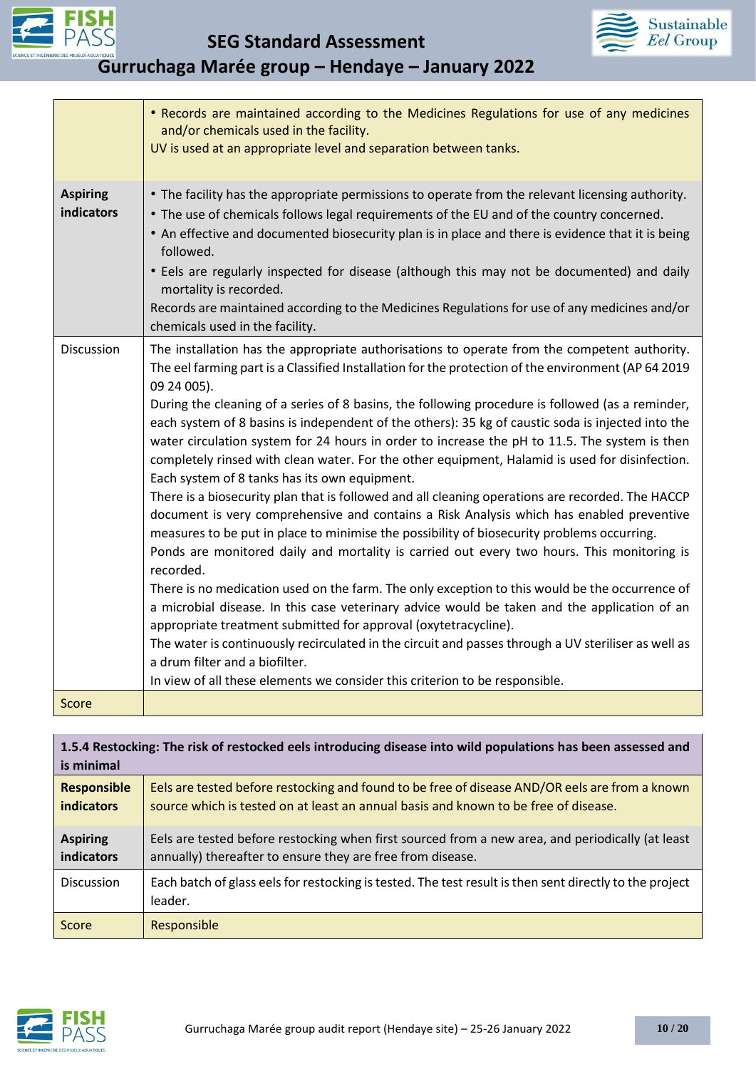| | |
|---|---|
| | • Records are maintained according to the Medicines Regulations for use of any medicines and/or chemicals used in the facility.<br>UV is used at an appropriate level and separation between tanks. |
| **Aspiring indicators** | • The facility has the appropriate permissions to operate from the relevant licensing authority.<br>• The use of chemicals follows legal requirements of the EU and of the country concerned.<br>• An effective and documented biosecurity plan is in place and there is evidence that it is being followed.<br>• Eels are regularly inspected for disease (although this may not be documented) and daily mortality is recorded.<br>Records are maintained according to the Medicines Regulations for use of any medicines and/or chemicals used in the facility. |
| Discussion | The installation has the appropriate authorisations to operate from the competent authority. The eel farming part is a Classified Installation for the protection of the environment (AP 64 2019 09 24 005).<br>During the cleaning of a series of 8 basins, the following procedure is followed (as a reminder, each system of 8 basins is independent of the others): 35 kg of caustic soda is injected into the water circulation system for 24 hours in order to increase the pH to 11.5. The system is then completely rinsed with clean water. For the other equipment, Halamid is used for disinfection. Each system of 8 tanks has its own equipment.<br>There is a biosecurity plan that is followed and all cleaning operations are recorded. The HACCP document is very comprehensive and contains a Risk Analysis which has enabled preventive measures to be put in place to minimise the possibility of biosecurity problems occurring.<br>Ponds are monitored daily and mortality is carried out every two hours. This monitoring is recorded.<br>There is no medication used on the farm. The only exception to this would be the occurrence of a microbial disease. In this case veterinary advice would be taken and the application of an appropriate treatment submitted for approval (oxytetracycline).<br>The water is continuously recirculated in the circuit and passes through a UV steriliser as well as a drum filter and a biofilter.<br>In view of all these elements we consider this criterion to be responsible. |
| Score | |

| **1.5.4 Restocking: The risk of restocked eels introducing disease into wild populations has been assessed and is minimal** | |
|---|---|
| **Responsible indicators** | Eels are tested before restocking and found to be free of disease AND/OR eels are from a known source which is tested on at least an annual basis and known to be free of disease. |
| **Aspiring indicators** | Eels are tested before restocking when first sourced from a new area, and periodically (at least annually) thereafter to ensure they are free from disease. |
| Discussion | Each batch of glass eels for restocking is tested. The test result is then sent directly to the project leader. |
| Score | Responsible |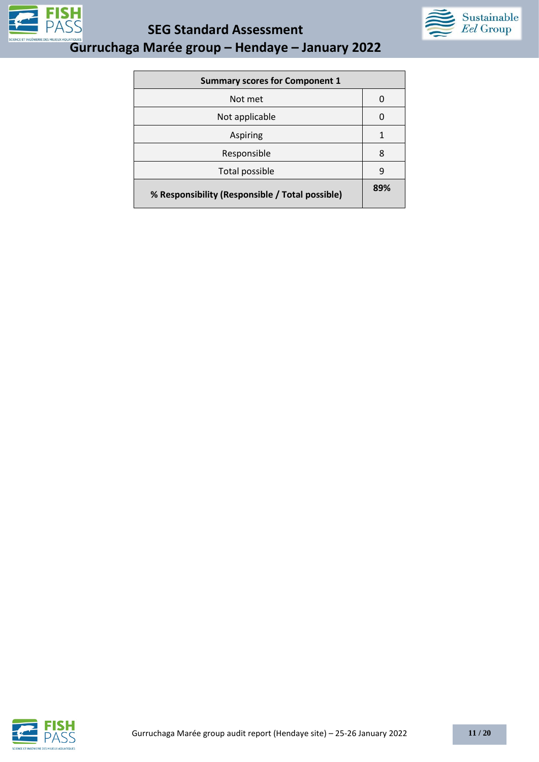| Summary scores for Component 1 | |
|---|---|
| Not met | 0 |
| Not applicable | 0 |
| Aspiring | 1 |
| Responsible | 8 |
| Total possible | 9 |
| **% Responsibility (Responsible / Total possible)** | **89%** |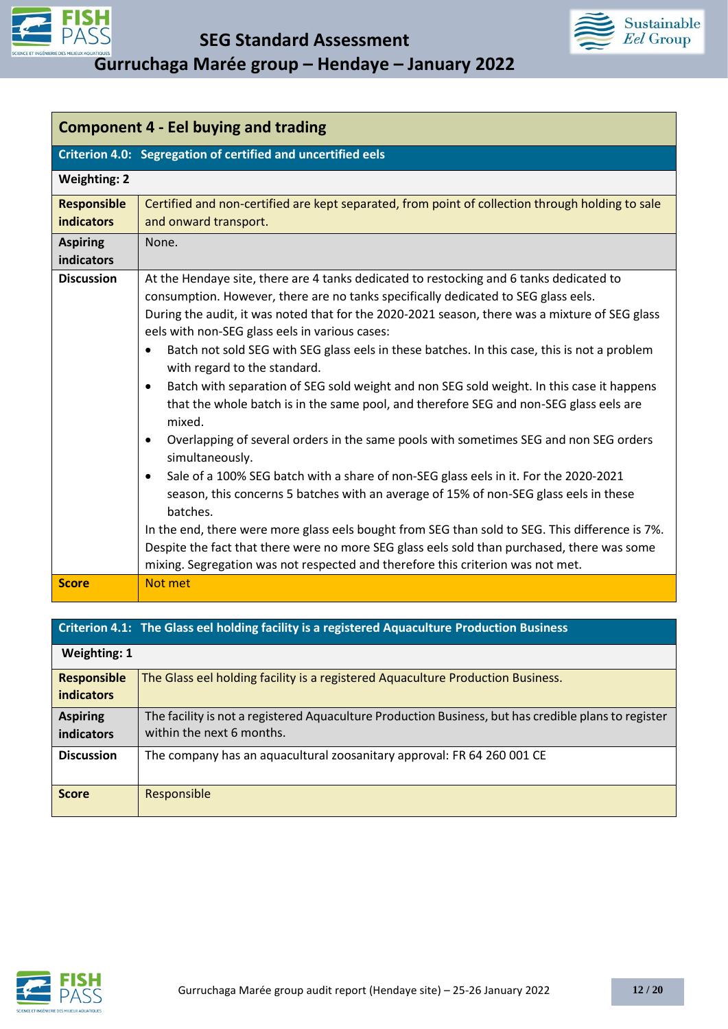## Component 4 - Eel buying and trading

| Criterion 4.0: Segregation of certified and uncertified eels | |
|---|---|
| **Weighting: 2** | |
| **Responsible indicators** | Certified and non-certified are kept separated, from point of collection through holding to sale and onward transport. |
| **Aspiring indicators** | None. |
| **Discussion** | At the Hendaye site, there are 4 tanks dedicated to restocking and 6 tanks dedicated to consumption. However, there are no tanks specifically dedicated to SEG glass eels.<br>During the audit, it was noted that for the 2020-2021 season, there was a mixture of SEG glass eels with non-SEG glass eels in various cases:<br>• Batch not sold SEG with SEG glass eels in these batches. In this case, this is not a problem with regard to the standard.<br>• Batch with separation of SEG sold weight and non SEG sold weight. In this case it happens that the whole batch is in the same pool, and therefore SEG and non-SEG glass eels are mixed.<br>• Overlapping of several orders in the same pools with sometimes SEG and non SEG orders simultaneously.<br>• Sale of a 100% SEG batch with a share of non-SEG glass eels in it. For the 2020-2021 season, this concerns 5 batches with an average of 15% of non-SEG glass eels in these batches.<br>In the end, there were more glass eels bought from SEG than sold to SEG. This difference is 7%. Despite the fact that there were no more SEG glass eels sold than purchased, there was some mixing. Segregation was not respected and therefore this criterion was not met. |
| **Score** | Not met |

| Criterion 4.1: The Glass eel holding facility is a registered Aquaculture Production Business | |
|---|---|
| **Weighting: 1** | |
| **Responsible indicators** | The Glass eel holding facility is a registered Aquaculture Production Business. |
| **Aspiring indicators** | The facility is not a registered Aquaculture Production Business, but has credible plans to register within the next 6 months. |
| **Discussion** | The company has an aquacultural zoosanitary approval: FR 64 260 001 CE |
| **Score** | Responsible |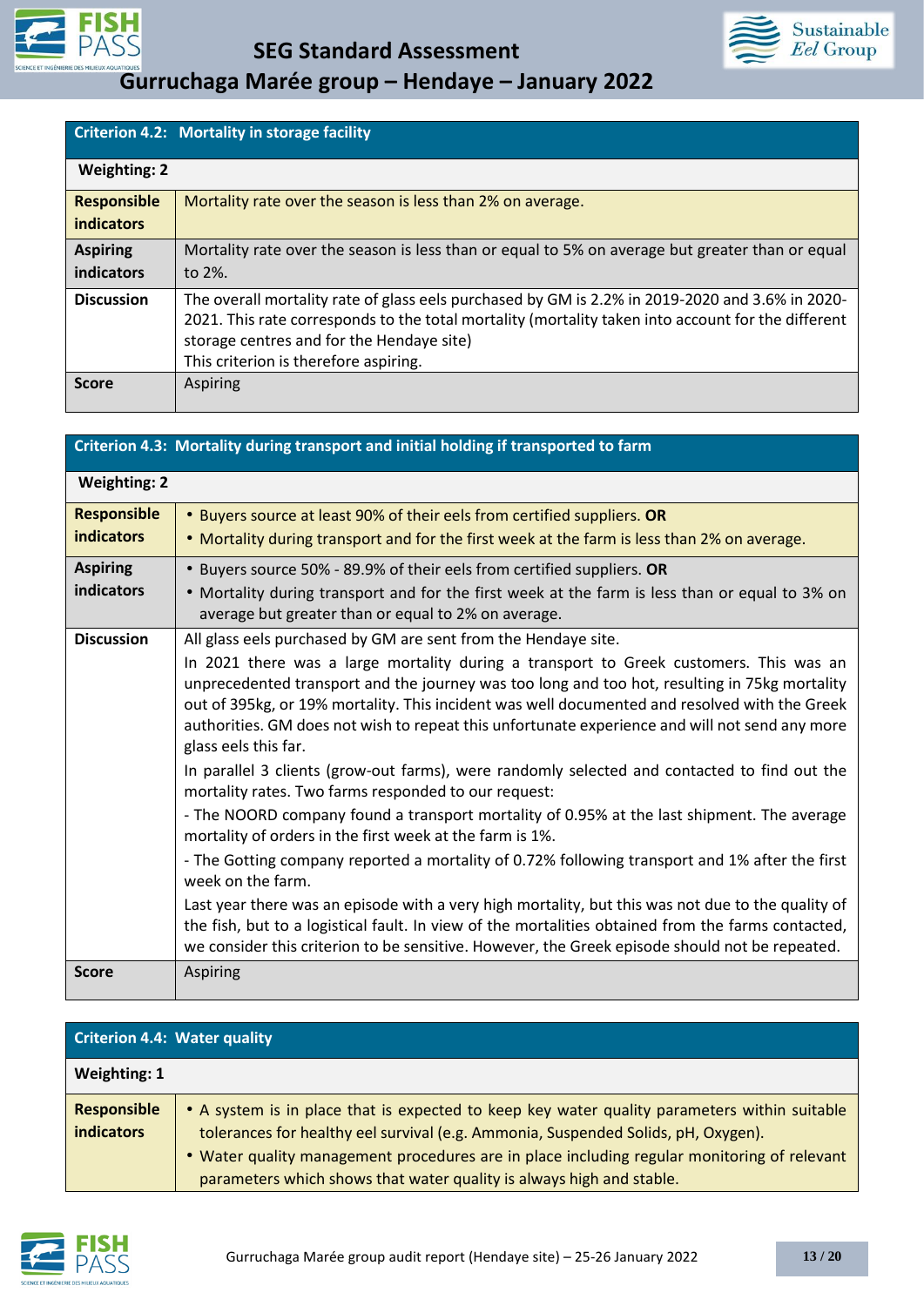| Criterion 4.2: Mortality in storage facility | |
|---|---|
| **Weighting: 2** | |
| **Responsible indicators** | Mortality rate over the season is less than 2% on average. |
| **Aspiring indicators** | Mortality rate over the season is less than or equal to 5% on average but greater than or equal to 2%. |
| **Discussion** | The overall mortality rate of glass eels purchased by GM is 2.2% in 2019-2020 and 3.6% in 2020-2021. This rate corresponds to the total mortality (mortality taken into account for the different storage centres and for the Hendaye site)<br>This criterion is therefore aspiring. |
| **Score** | Aspiring |

| Criterion 4.3: Mortality during transport and initial holding if transported to farm | |
|---|---|
| **Weighting: 2** | |
| **Responsible indicators** | • Buyers source at least 90% of their eels from certified suppliers. **OR**<br>• Mortality during transport and for the first week at the farm is less than 2% on average. |
| **Aspiring indicators** | • Buyers source 50% - 89.9% of their eels from certified suppliers. **OR**<br>• Mortality during transport and for the first week at the farm is less than or equal to 3% on average but greater than or equal to 2% on average. |
| **Discussion** | All glass eels purchased by GM are sent from the Hendaye site.<br>In 2021 there was a large mortality during a transport to Greek customers. This was an unprecedented transport and the journey was too long and too hot, resulting in 75kg mortality out of 395kg, or 19% mortality. This incident was well documented and resolved with the Greek authorities. GM does not wish to repeat this unfortunate experience and will not send any more glass eels this far.<br>In parallel 3 clients (grow-out farms), were randomly selected and contacted to find out the mortality rates. Two farms responded to our request:<br>- The NOORD company found a transport mortality of 0.95% at the last shipment. The average mortality of orders in the first week at the farm is 1%.<br>- The Gotting company reported a mortality of 0.72% following transport and 1% after the first week on the farm.<br>Last year there was an episode with a very high mortality, but this was not due to the quality of the fish, but to a logistical fault. In view of the mortalities obtained from the farms contacted, we consider this criterion to be sensitive. However, the Greek episode should not be repeated. |
| **Score** | Aspiring |

| Criterion 4.4: Water quality | |
|---|---|
| **Weighting: 1** | |
| **Responsible indicators** | • A system is in place that is expected to keep key water quality parameters within suitable tolerances for healthy eel survival (e.g. Ammonia, Suspended Solids, pH, Oxygen).<br>• Water quality management procedures are in place including regular monitoring of relevant parameters which shows that water quality is always high and stable. |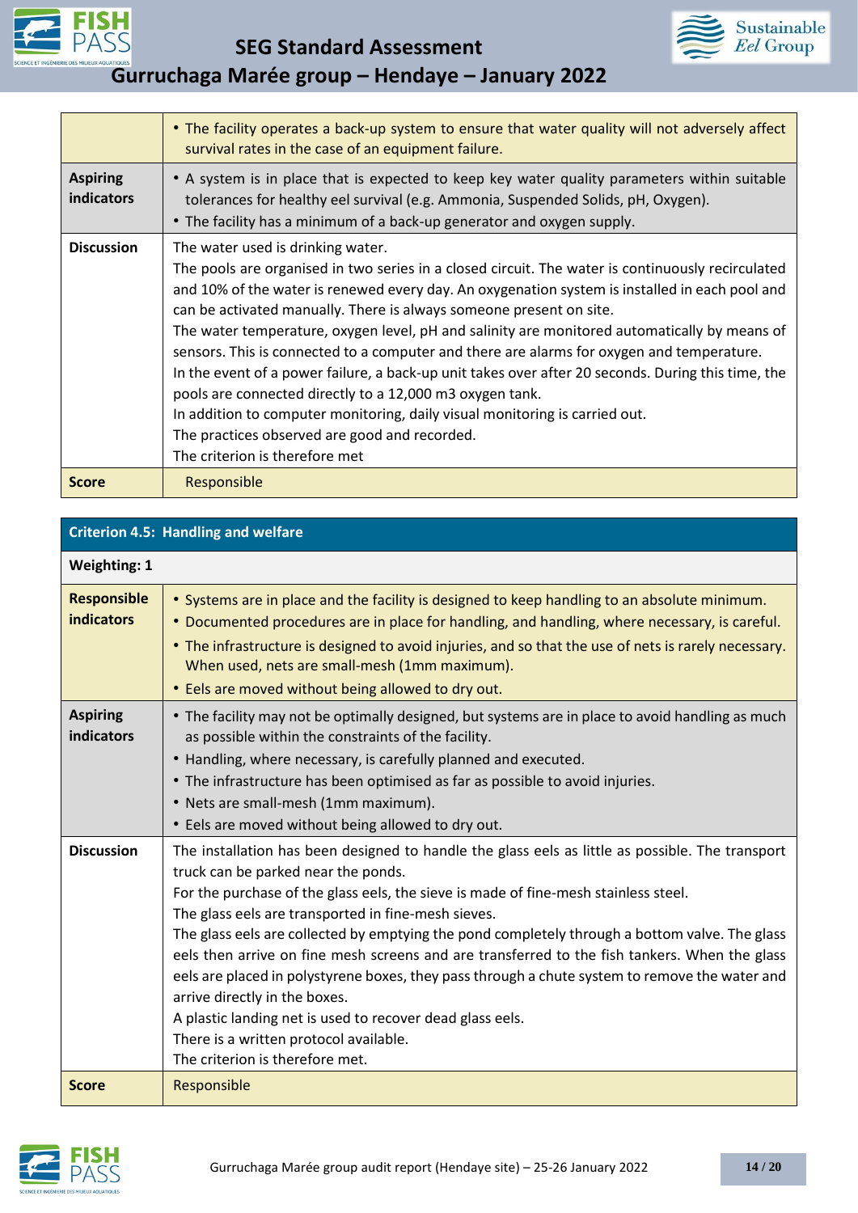| | |
|---|---|
| | • The facility operates a back-up system to ensure that water quality will not adversely affect survival rates in the case of an equipment failure. |
| **Aspiring indicators** | • A system is in place that is expected to keep key water quality parameters within suitable tolerances for healthy eel survival (e.g. Ammonia, Suspended Solids, pH, Oxygen).<br>• The facility has a minimum of a back-up generator and oxygen supply. |
| **Discussion** | The water used is drinking water.<br>The pools are organised in two series in a closed circuit. The water is continuously recirculated and 10% of the water is renewed every day. An oxygenation system is installed in each pool and can be activated manually. There is always someone present on site.<br>The water temperature, oxygen level, pH and salinity are monitored automatically by means of sensors. This is connected to a computer and there are alarms for oxygen and temperature.<br>In the event of a power failure, a back-up unit takes over after 20 seconds. During this time, the pools are connected directly to a 12,000 m3 oxygen tank.<br>In addition to computer monitoring, daily visual monitoring is carried out.<br>The practices observed are good and recorded.<br>The criterion is therefore met |
| **Score** | Responsible |

| **Criterion 4.5: Handling and welfare** | |
|---|---|
| **Weighting: 1** | |
| **Responsible indicators** | • Systems are in place and the facility is designed to keep handling to an absolute minimum.<br>• Documented procedures are in place for handling, and handling, where necessary, is careful.<br>• The infrastructure is designed to avoid injuries, and so that the use of nets is rarely necessary. When used, nets are small-mesh (1mm maximum).<br>• Eels are moved without being allowed to dry out. |
| **Aspiring indicators** | • The facility may not be optimally designed, but systems are in place to avoid handling as much as possible within the constraints of the facility.<br>• Handling, where necessary, is carefully planned and executed.<br>• The infrastructure has been optimised as far as possible to avoid injuries.<br>• Nets are small-mesh (1mm maximum).<br>• Eels are moved without being allowed to dry out. |
| **Discussion** | The installation has been designed to handle the glass eels as little as possible. The transport truck can be parked near the ponds.<br>For the purchase of the glass eels, the sieve is made of fine-mesh stainless steel.<br>The glass eels are transported in fine-mesh sieves.<br>The glass eels are collected by emptying the pond completely through a bottom valve. The glass eels then arrive on fine mesh screens and are transferred to the fish tankers. When the glass eels are placed in polystyrene boxes, they pass through a chute system to remove the water and arrive directly in the boxes.<br>A plastic landing net is used to recover dead glass eels.<br>There is a written protocol available.<br>The criterion is therefore met. |
| **Score** | Responsible |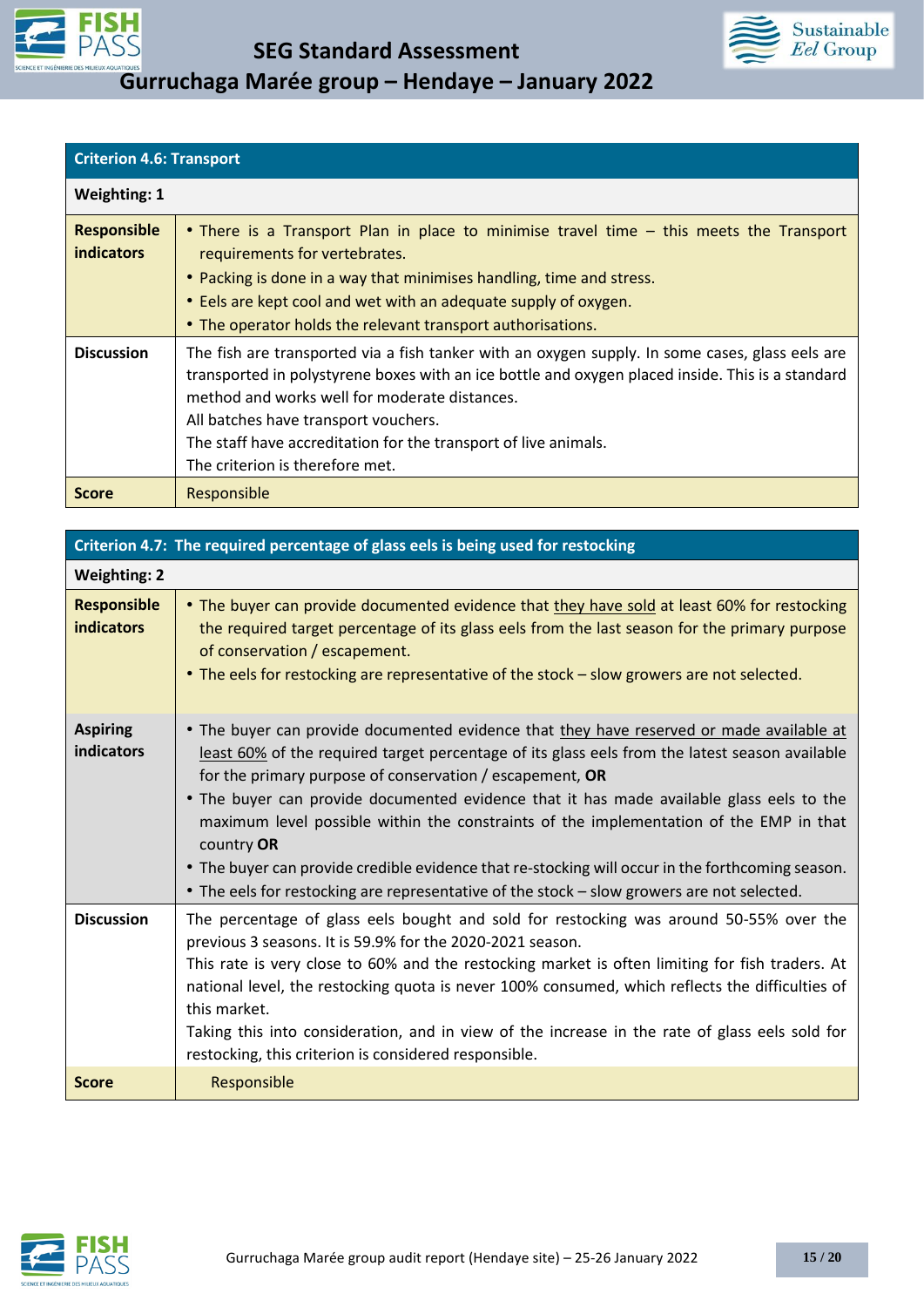| Criterion 4.6: Transport | |
|---|---|
| **Weighting: 1** | |
| **Responsible indicators** | • There is a Transport Plan in place to minimise travel time – this meets the Transport requirements for vertebrates.<br>• Packing is done in a way that minimises handling, time and stress.<br>• Eels are kept cool and wet with an adequate supply of oxygen.<br>• The operator holds the relevant transport authorisations. |
| **Discussion** | The fish are transported via a fish tanker with an oxygen supply. In some cases, glass eels are transported in polystyrene boxes with an ice bottle and oxygen placed inside. This is a standard method and works well for moderate distances.<br>All batches have transport vouchers.<br>The staff have accreditation for the transport of live animals.<br>The criterion is therefore met. |
| **Score** | Responsible |

| Criterion 4.7: The required percentage of glass eels is being used for restocking | |
|---|---|
| **Weighting: 2** | |
| **Responsible indicators** | • The buyer can provide documented evidence that they have sold at least 60% for restocking the required target percentage of its glass eels from the last season for the primary purpose of conservation / escapement.<br>• The eels for restocking are representative of the stock – slow growers are not selected. |
| **Aspiring indicators** | • The buyer can provide documented evidence that they have reserved or made available at least 60% of the required target percentage of its glass eels from the latest season available for the primary purpose of conservation / escapement, **OR**<br>• The buyer can provide documented evidence that it has made available glass eels to the maximum level possible within the constraints of the implementation of the EMP in that country **OR**<br>• The buyer can provide credible evidence that re-stocking will occur in the forthcoming season.<br>• The eels for restocking are representative of the stock – slow growers are not selected. |
| **Discussion** | The percentage of glass eels bought and sold for restocking was around 50-55% over the previous 3 seasons. It is 59.9% for the 2020-2021 season.<br>This rate is very close to 60% and the restocking market is often limiting for fish traders. At national level, the restocking quota is never 100% consumed, which reflects the difficulties of this market.<br>Taking this into consideration, and in view of the increase in the rate of glass eels sold for restocking, this criterion is considered responsible. |
| **Score** | Responsible |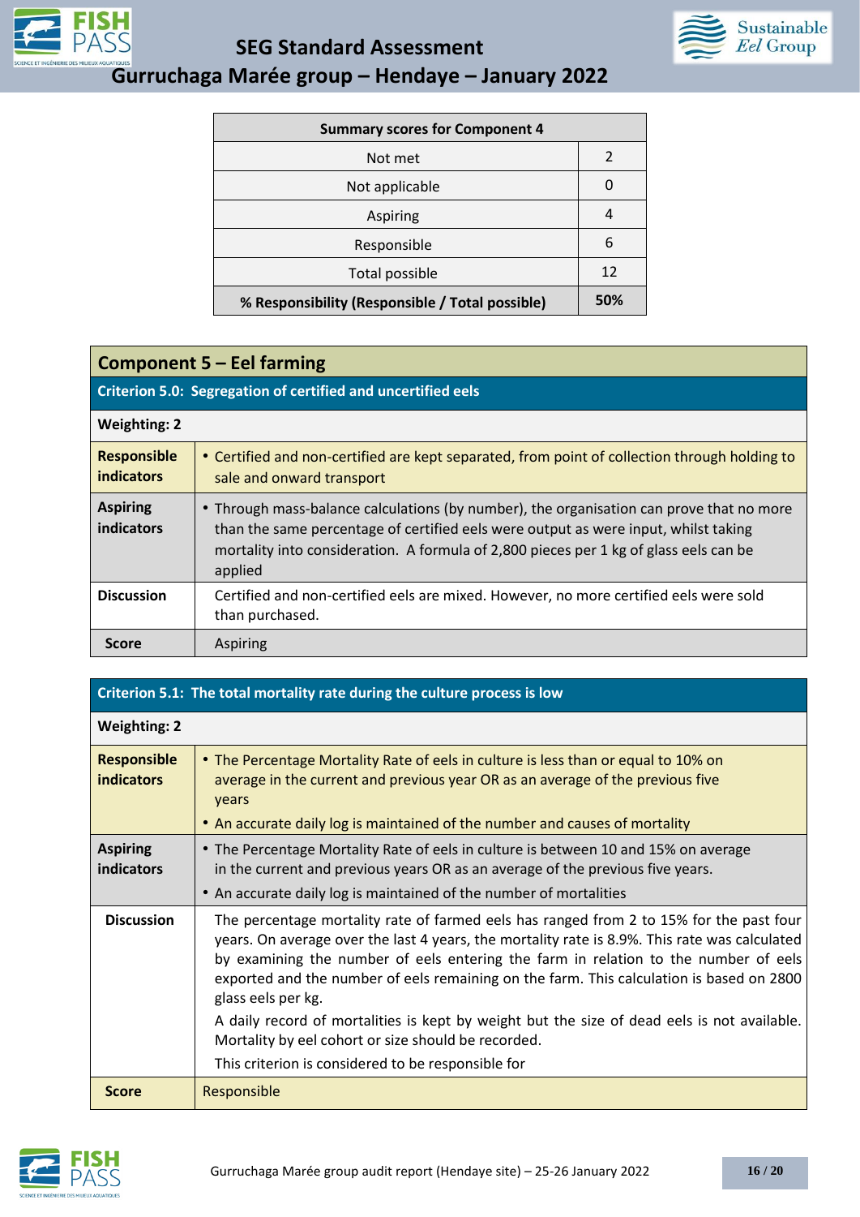| Summary scores for Component 4 | |
|---|---|
| Not met | 2 |
| Not applicable | 0 |
| Aspiring | 4 |
| Responsible | 6 |
| Total possible | 12 |
| **% Responsibility (Responsible / Total possible)** | **50%** |

## Component 5 – Eel farming

| **Criterion 5.0: Segregation of certified and uncertified eels** | |
|---|---|
| **Weighting: 2** | |
| **Responsible indicators** | • Certified and non-certified are kept separated, from point of collection through holding to sale and onward transport |
| **Aspiring indicators** | • Through mass-balance calculations (by number), the organisation can prove that no more than the same percentage of certified eels were output as were input, whilst taking mortality into consideration. A formula of 2,800 pieces per 1 kg of glass eels can be applied |
| **Discussion** | Certified and non-certified eels are mixed. However, no more certified eels were sold than purchased. |
| **Score** | Aspiring |

| **Criterion 5.1: The total mortality rate during the culture process is low** | |
|---|---|
| **Weighting: 2** | |
| **Responsible indicators** | • The Percentage Mortality Rate of eels in culture is less than or equal to 10% on average in the current and previous year OR as an average of the previous five years<br>• An accurate daily log is maintained of the number and causes of mortality |
| **Aspiring indicators** | • The Percentage Mortality Rate of eels in culture is between 10 and 15% on average in the current and previous years OR as an average of the previous five years.<br>• An accurate daily log is maintained of the number of mortalities |
| **Discussion** | The percentage mortality rate of farmed eels has ranged from 2 to 15% for the past four years. On average over the last 4 years, the mortality rate is 8.9%. This rate was calculated by examining the number of eels entering the farm in relation to the number of eels exported and the number of eels remaining on the farm. This calculation is based on 2800 glass eels per kg.<br>A daily record of mortalities is kept by weight but the size of dead eels is not available. Mortality by eel cohort or size should be recorded.<br>This criterion is considered to be responsible for |
| **Score** | Responsible |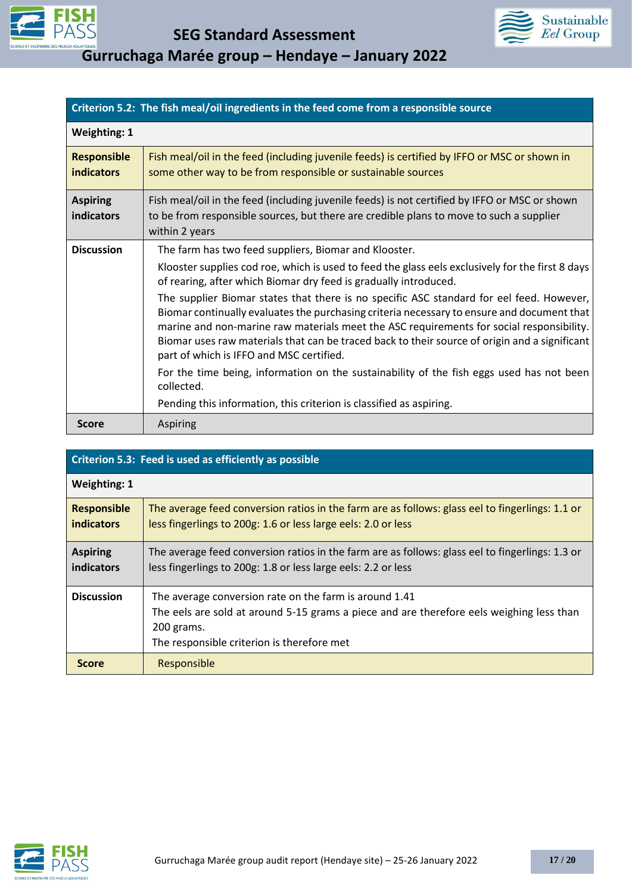| Criterion 5.2: The fish meal/oil ingredients in the feed come from a responsible source | |
|---|---|
| **Weighting: 1** | |
| **Responsible indicators** | Fish meal/oil in the feed (including juvenile feeds) is certified by IFFO or MSC or shown in some other way to be from responsible or sustainable sources |
| **Aspiring indicators** | Fish meal/oil in the feed (including juvenile feeds) is not certified by IFFO or MSC or shown to be from responsible sources, but there are credible plans to move to such a supplier within 2 years |
| **Discussion** | The farm has two feed suppliers, Biomar and Klooster.<br>Klooster supplies cod roe, which is used to feed the glass eels exclusively for the first 8 days of rearing, after which Biomar dry feed is gradually introduced.<br>The supplier Biomar states that there is no specific ASC standard for eel feed. However, Biomar continually evaluates the purchasing criteria necessary to ensure and document that marine and non-marine raw materials meet the ASC requirements for social responsibility. Biomar uses raw materials that can be traced back to their source of origin and a significant part of which is IFFO and MSC certified.<br>For the time being, information on the sustainability of the fish eggs used has not been collected.<br>Pending this information, this criterion is classified as aspiring. |
| **Score** | Aspiring |

| Criterion 5.3: Feed is used as efficiently as possible | |
|---|---|
| **Weighting: 1** | |
| **Responsible indicators** | The average feed conversion ratios in the farm are as follows: glass eel to fingerlings: 1.1 or less fingerlings to 200g: 1.6 or less large eels: 2.0 or less |
| **Aspiring indicators** | The average feed conversion ratios in the farm are as follows: glass eel to fingerlings: 1.3 or less fingerlings to 200g: 1.8 or less large eels: 2.2 or less |
| **Discussion** | The average conversion rate on the farm is around 1.41<br>The eels are sold at around 5-15 grams a piece and are therefore eels weighing less than 200 grams.<br>The responsible criterion is therefore met |
| **Score** | Responsible |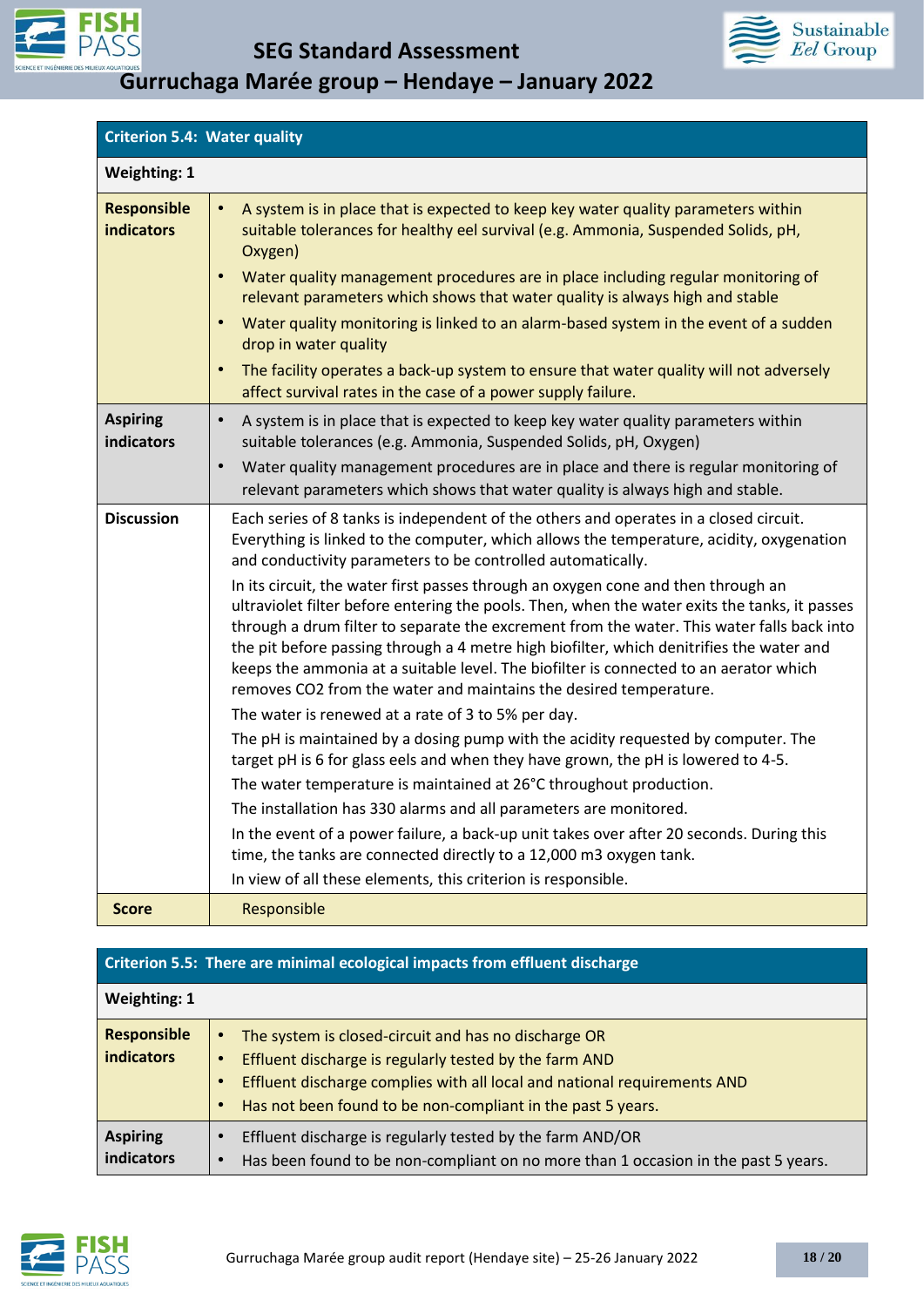| Criterion 5.4: Water quality | |
|---|---|
| **Weighting: 1** | |
| **Responsible indicators** | • A system is in place that is expected to keep key water quality parameters within suitable tolerances for healthy eel survival (e.g. Ammonia, Suspended Solids, pH, Oxygen)<br>• Water quality management procedures are in place including regular monitoring of relevant parameters which shows that water quality is always high and stable<br>• Water quality monitoring is linked to an alarm-based system in the event of a sudden drop in water quality<br>• The facility operates a back-up system to ensure that water quality will not adversely affect survival rates in the case of a power supply failure. |
| **Aspiring indicators** | • A system is in place that is expected to keep key water quality parameters within suitable tolerances (e.g. Ammonia, Suspended Solids, pH, Oxygen)<br>• Water quality management procedures are in place and there is regular monitoring of relevant parameters which shows that water quality is always high and stable. |
| **Discussion** | Each series of 8 tanks is independent of the others and operates in a closed circuit. Everything is linked to the computer, which allows the temperature, acidity, oxygenation and conductivity parameters to be controlled automatically.<br>In its circuit, the water first passes through an oxygen cone and then through an ultraviolet filter before entering the pools. Then, when the water exits the tanks, it passes through a drum filter to separate the excrement from the water. This water falls back into the pit before passing through a 4 metre high biofilter, which denitrifies the water and keeps the ammonia at a suitable level. The biofilter is connected to an aerator which removes $CO_2$ from the water and maintains the desired temperature.<br>The water is renewed at a rate of 3 to 5% per day.<br>The pH is maintained by a dosing pump with the acidity requested by computer. The target pH is 6 for glass eels and when they have grown, the pH is lowered to 4-5.<br>The water temperature is maintained at 26°C throughout production.<br>The installation has 330 alarms and all parameters are monitored.<br>In the event of a power failure, a back-up unit takes over after 20 seconds. During this time, the tanks are connected directly to a 12,000 m3 oxygen tank.<br>In view of all these elements, this criterion is responsible. |
| **Score** | Responsible |

| Criterion 5.5: There are minimal ecological impacts from effluent discharge | |
|---|---|
| **Weighting: 1** | |
| **Responsible indicators** | • The system is closed-circuit and has no discharge OR<br>• Effluent discharge is regularly tested by the farm AND<br>• Effluent discharge complies with all local and national requirements AND<br>• Has not been found to be non-compliant in the past 5 years. |
| **Aspiring indicators** | • Effluent discharge is regularly tested by the farm AND/OR<br>• Has been found to be non-compliant on no more than 1 occasion in the past 5 years. |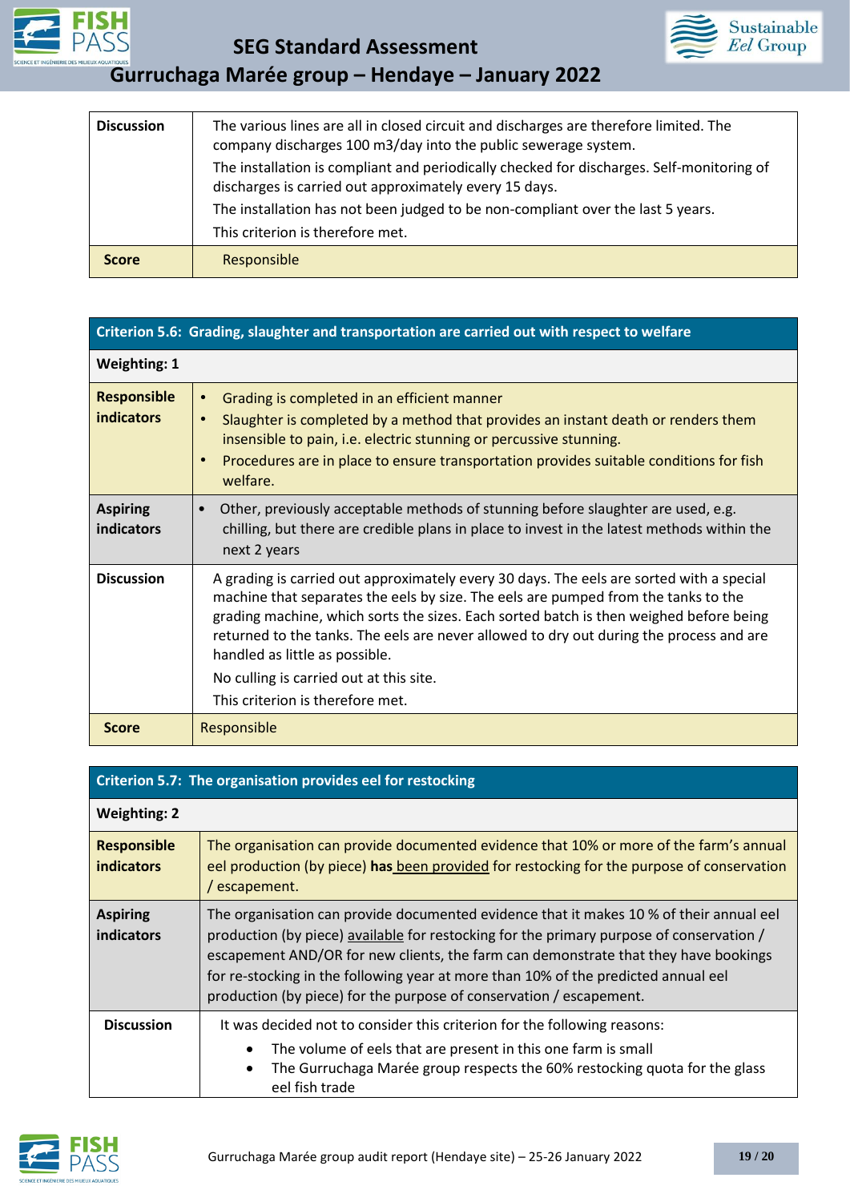| | |
|---|---|
| **Discussion** | The various lines are all in closed circuit and discharges are therefore limited. The company discharges 100 m3/day into the public sewerage system.<br>The installation is compliant and periodically checked for discharges. Self-monitoring of discharges is carried out approximately every 15 days.<br>The installation has not been judged to be non-compliant over the last 5 years.<br>This criterion is therefore met. |
| **Score** | Responsible |

| **Criterion 5.6: Grading, slaughter and transportation are carried out with respect to welfare** | |
|---|---|
| **Weighting: 1** | |
| **Responsible indicators** | • Grading is completed in an efficient manner<br>• Slaughter is completed by a method that provides an instant death or renders them insensible to pain, i.e. electric stunning or percussive stunning.<br>• Procedures are in place to ensure transportation provides suitable conditions for fish welfare. |
| **Aspiring indicators** | • Other, previously acceptable methods of stunning before slaughter are used, e.g. chilling, but there are credible plans in place to invest in the latest methods within the next 2 years |
| **Discussion** | A grading is carried out approximately every 30 days. The eels are sorted with a special machine that separates the eels by size. The eels are pumped from the tanks to the grading machine, which sorts the sizes. Each sorted batch is then weighed before being returned to the tanks. The eels are never allowed to dry out during the process and are handled as little as possible.<br>No culling is carried out at this site.<br>This criterion is therefore met. |
| **Score** | Responsible |

| **Criterion 5.7: The organisation provides eel for restocking** | |
|---|---|
| **Weighting: 2** | |
| **Responsible indicators** | The organisation can provide documented evidence that 10% or more of the farm's annual eel production (by piece) **has** been provided for restocking for the purpose of conservation / escapement. |
| **Aspiring indicators** | The organisation can provide documented evidence that it makes 10 % of their annual eel production (by piece) available for restocking for the primary purpose of conservation / escapement AND/OR for new clients, the farm can demonstrate that they have bookings for re-stocking in the following year at more than 10% of the predicted annual eel production (by piece) for the purpose of conservation / escapement. |
| **Discussion** | It was decided not to consider this criterion for the following reasons:<br>• The volume of eels that are present in this one farm is small<br>• The Gurruchaga Marée group respects the 60% restocking quota for the glass eel fish trade |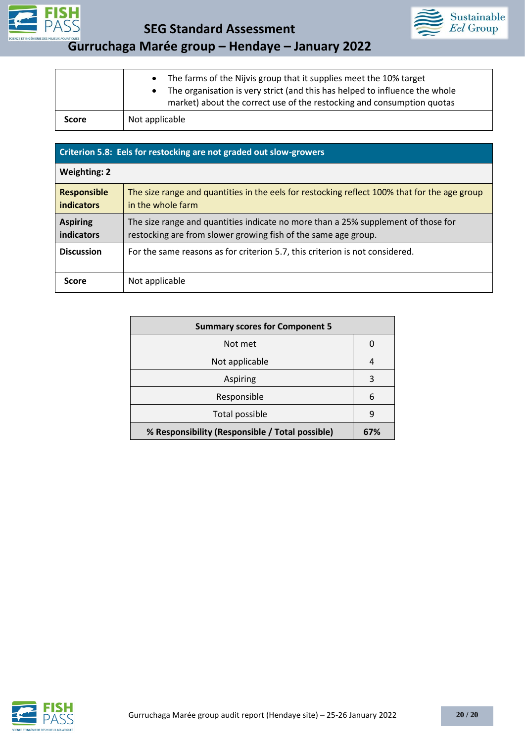| | |
|---|---|
| | • The farms of the Nijvis group that it supplies meet the 10% target<br>• The organisation is very strict (and this has helped to influence the whole market) about the correct use of the restocking and consumption quotas |
| **Score** | Not applicable |

| **Criterion 5.8: Eels for restocking are not graded out slow-growers** | |
|---|---|
| **Weighting: 2** | |
| **Responsible indicators** | The size range and quantities in the eels for restocking reflect 100% that for the age group in the whole farm |
| **Aspiring indicators** | The size range and quantities indicate no more than a 25% supplement of those for restocking are from slower growing fish of the same age group. |
| **Discussion** | For the same reasons as for criterion 5.7, this criterion is not considered. |
| **Score** | Not applicable |

| **Summary scores for Component 5** | |
|---|---|
| Not met | 0 |
| Not applicable | 4 |
| Aspiring | 3 |
| Responsible | 6 |
| Total possible | 9 |
| **% Responsibility (Responsible / Total possible)** | **67%** |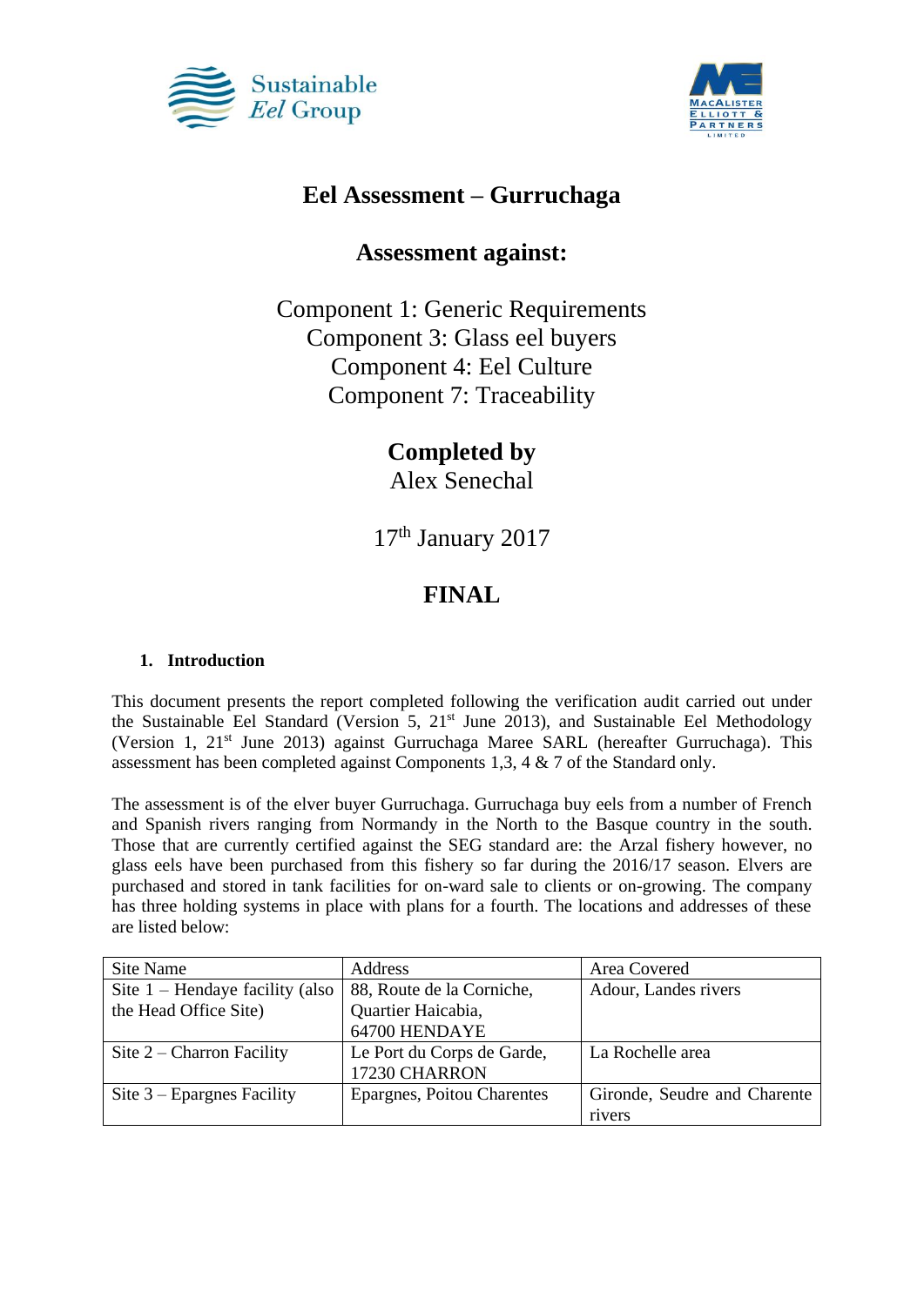# Eel Assessment – Gurruchaga

## Assessment against:

Component 1: Generic Requirements
Component 3: Glass eel buyers
Component 4: Eel Culture
Component 7: Traceability

**Completed by**
Alex Senechal

17th January 2017

# FINAL

### 1. Introduction

This document presents the report completed following the verification audit carried out under the Sustainable Eel Standard (Version 5, 21st June 2013), and Sustainable Eel Methodology (Version 1, 21st June 2013) against Gurruchaga Maree SARL (hereafter Gurruchaga). This assessment has been completed against Components 1,3, 4 & 7 of the Standard only.

The assessment is of the elver buyer Gurruchaga. Gurruchaga buy eels from a number of French and Spanish rivers ranging from Normandy in the North to the Basque country in the south. Those that are currently certified against the SEG standard are: the Arzal fishery however, no glass eels have been purchased from this fishery so far during the 2016/17 season. Elvers are purchased and stored in tank facilities for on-ward sale to clients or on-growing. The company has three holding systems in place with plans for a fourth. The locations and addresses of these are listed below:

| Site Name | Address | Area Covered |
|---|---|---|
| Site 1 – Hendaye facility (also the Head Office Site) | 88, Route de la Corniche, Quartier Haicabia, 64700 HENDAYE | Adour, Landes rivers |
| Site 2 – Charron Facility | Le Port du Corps de Garde, 17230 CHARRON | La Rochelle area |
| Site 3 – Epargnes Facility | Epargnes, Poitou Charentes | Gironde, Seudre and Charente rivers |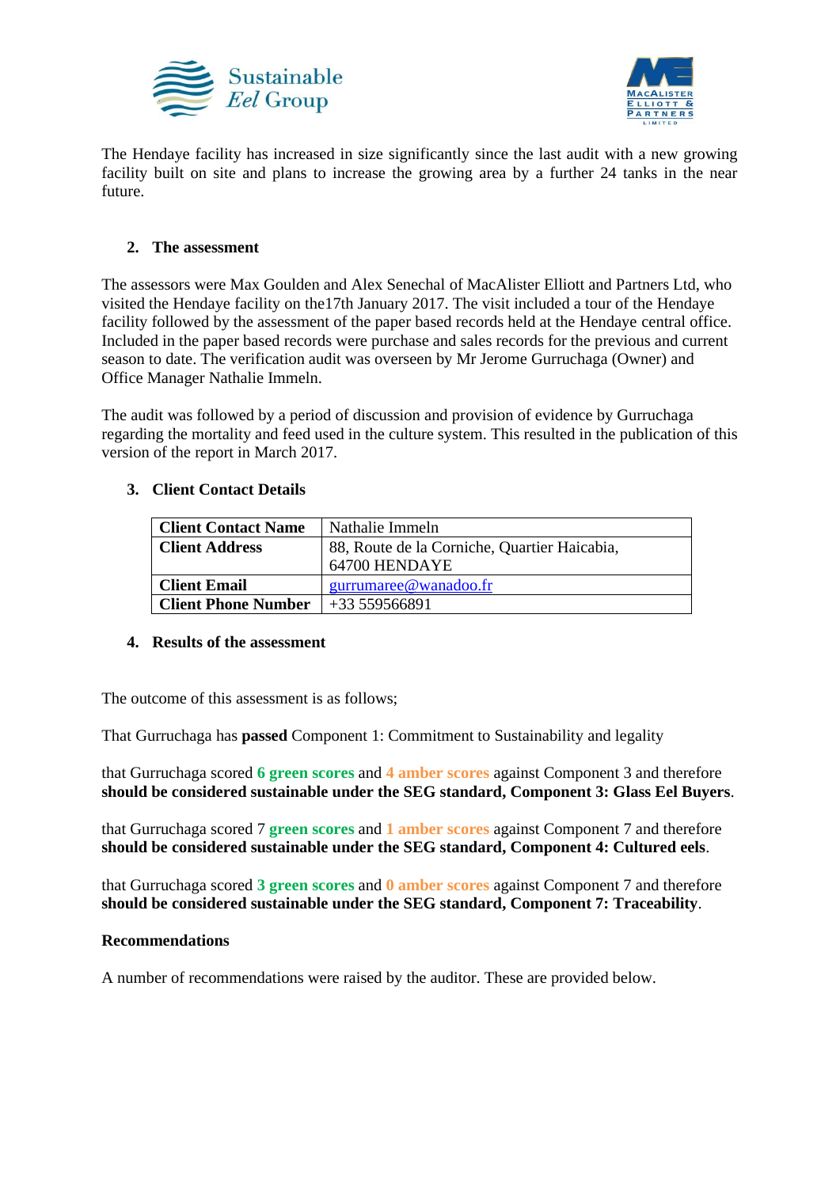The Hendaye facility has increased in size significantly since the last audit with a new growing facility built on site and plans to increase the growing area by a further 24 tanks in the near future.

## 2. The assessment

The assessors were Max Goulden and Alex Senechal of MacAlister Elliott and Partners Ltd, who visited the Hendaye facility on the17th January 2017. The visit included a tour of the Hendaye facility followed by the assessment of the paper based records held at the Hendaye central office. Included in the paper based records were purchase and sales records for the previous and current season to date. The verification audit was overseen by Mr Jerome Gurruchaga (Owner) and Office Manager Nathalie Immeln.

The audit was followed by a period of discussion and provision of evidence by Gurruchaga regarding the mortality and feed used in the culture system. This resulted in the publication of this version of the report in March 2017.

## 3. Client Contact Details

| **Client Contact Name** | Nathalie Immeln |
|---|---|
| **Client Address** | 88, Route de la Corniche, Quartier Haicabia, 64700 HENDAYE |
| **Client Email** | gurrumaree@wanadoo.fr |
| **Client Phone Number** | +33 559566891 |

## 4. Results of the assessment

The outcome of this assessment is as follows;

That Gurruchaga has **passed** Component 1: Commitment to Sustainability and legality

that Gurruchaga scored **6 green scores** and **4 amber scores** against Component 3 and therefore **should be considered sustainable under the SEG standard, Component 3: Glass Eel Buyers**.

that Gurruchaga scored 7 **green scores** and **1 amber scores** against Component 7 and therefore **should be considered sustainable under the SEG standard, Component 4: Cultured eels**.

that Gurruchaga scored **3 green scores** and **0 amber scores** against Component 7 and therefore **should be considered sustainable under the SEG standard, Component 7: Traceability**.

**Recommendations**

A number of recommendations were raised by the auditor. These are provided below.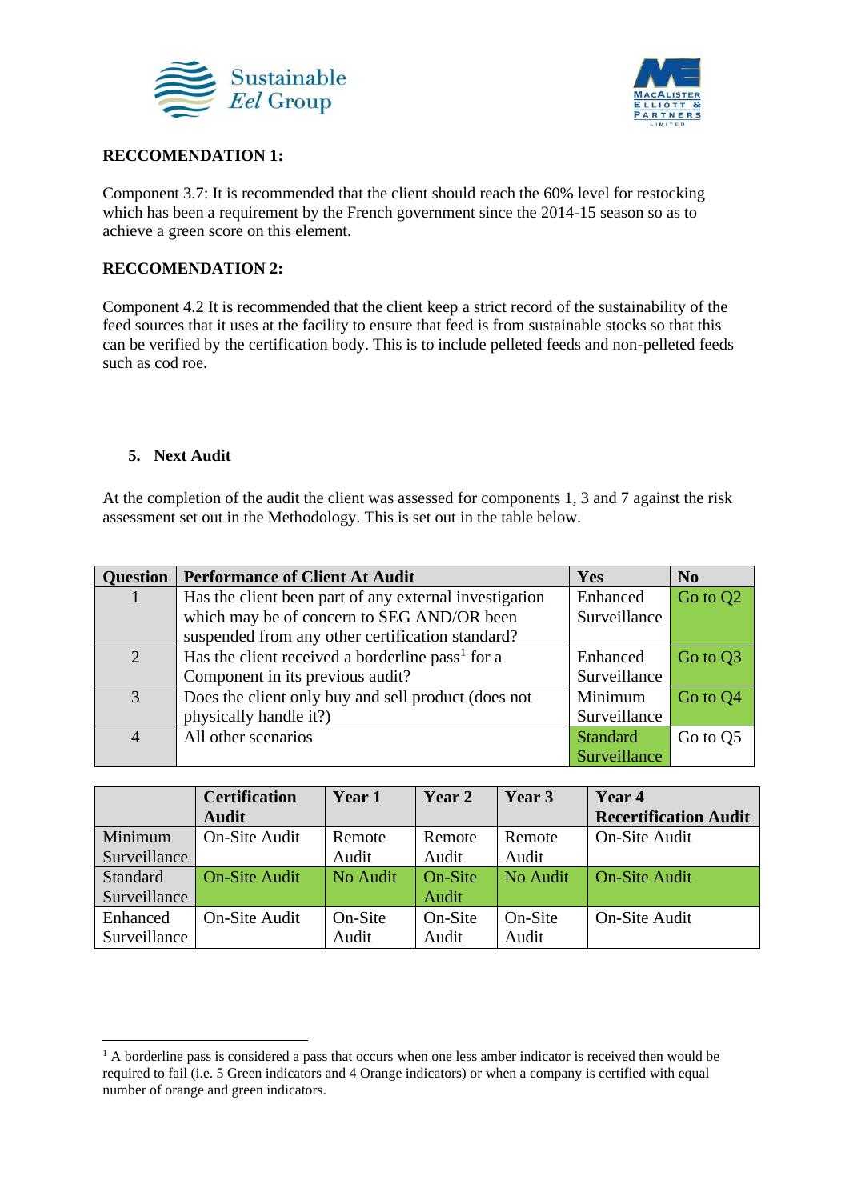**RECCOMENDATION 1:**

Component 3.7: It is recommended that the client should reach the 60% level for restocking which has been a requirement by the French government since the 2014-15 season so as to achieve a green score on this element.

**RECCOMENDATION 2:**

Component 4.2 It is recommended that the client keep a strict record of the sustainability of the feed sources that it uses at the facility to ensure that feed is from sustainable stocks so that this can be verified by the certification body. This is to include pelleted feeds and non-pelleted feeds such as cod roe.

## 5. Next Audit

At the completion of the audit the client was assessed for components 1, 3 and 7 against the risk assessment set out in the Methodology. This is set out in the table below.

| Question | Performance of Client At Audit | Yes | No |
|---|---|---|---|
| 1 | Has the client been part of any external investigation which may be of concern to SEG AND/OR been suspended from any other certification standard? | Enhanced Surveillance | Go to Q2 |
| 2 | Has the client received a borderline pass[1] for a Component in its previous audit? | Enhanced Surveillance | Go to Q3 |
| 3 | Does the client only buy and sell product (does not physically handle it?) | Minimum Surveillance | Go to Q4 |
| 4 | All other scenarios | Standard Surveillance | Go to Q5 |

| | Certification Audit | Year 1 | Year 2 | Year 3 | Year 4 Recertification Audit |
|---|---|---|---|---|---|
| Minimum Surveillance | On-Site Audit | Remote Audit | Remote Audit | Remote Audit | On-Site Audit |
| Standard Surveillance | On-Site Audit | No Audit | On-Site Audit | No Audit | On-Site Audit |
| Enhanced Surveillance | On-Site Audit | On-Site Audit | On-Site Audit | On-Site Audit | On-Site Audit |

[1] A borderline pass is considered a pass that occurs when one less amber indicator is received then would be required to fail (i.e. 5 Green indicators and 4 Orange indicators) or when a company is certified with equal number of orange and green indicators.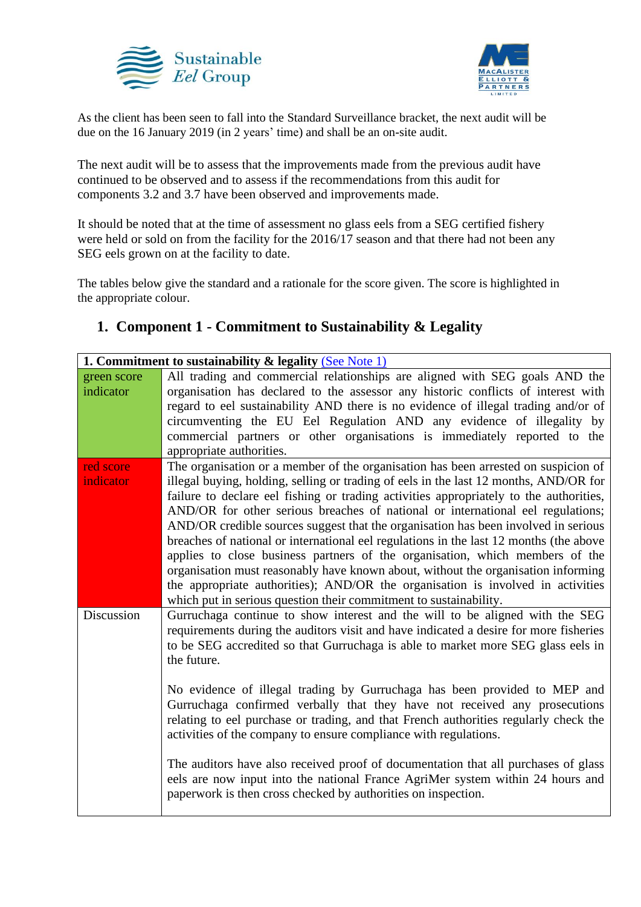As the client has been seen to fall into the Standard Surveillance bracket, the next audit will be due on the 16 January 2019 (in 2 years' time) and shall be an on-site audit.

The next audit will be to assess that the improvements made from the previous audit have continued to be observed and to assess if the recommendations from this audit for components 3.2 and 3.7 have been observed and improvements made.

It should be noted that at the time of assessment no glass eels from a SEG certified fishery were held or sold on from the facility for the 2016/17 season and that there had not been any SEG eels grown on at the facility to date.

The tables below give the standard and a rationale for the score given. The score is highlighted in the appropriate colour.

## 1. Component 1 - Commitment to Sustainability & Legality

| **1. Commitment to sustainability & legality** (See Note 1) | |
|---|---|
| green score indicator | All trading and commercial relationships are aligned with SEG goals AND the organisation has declared to the assessor any historic conflicts of interest with regard to eel sustainability AND there is no evidence of illegal trading and/or of circumventing the EU Eel Regulation AND any evidence of illegality by commercial partners or other organisations is immediately reported to the appropriate authorities. |
| red score indicator | The organisation or a member of the organisation has been arrested on suspicion of illegal buying, holding, selling or trading of eels in the last 12 months, AND/OR for failure to declare eel fishing or trading activities appropriately to the authorities, AND/OR for other serious breaches of national or international eel regulations; AND/OR credible sources suggest that the organisation has been involved in serious breaches of national or international eel regulations in the last 12 months (the above applies to close business partners of the organisation, which members of the organisation must reasonably have known about, without the organisation informing the appropriate authorities); AND/OR the organisation is involved in activities which put in serious question their commitment to sustainability. |
| Discussion | Gurruchaga continue to show interest and the will to be aligned with the SEG requirements during the auditors visit and have indicated a desire for more fisheries to be SEG accredited so that Gurruchaga is able to market more SEG glass eels in the future.<br><br>No evidence of illegal trading by Gurruchaga has been provided to MEP and Gurruchaga confirmed verbally that they have not received any prosecutions relating to eel purchase or trading, and that French authorities regularly check the activities of the company to ensure compliance with regulations.<br><br>The auditors have also received proof of documentation that all purchases of glass eels are now input into the national France AgriMer system within 24 hours and paperwork is then cross checked by authorities on inspection. |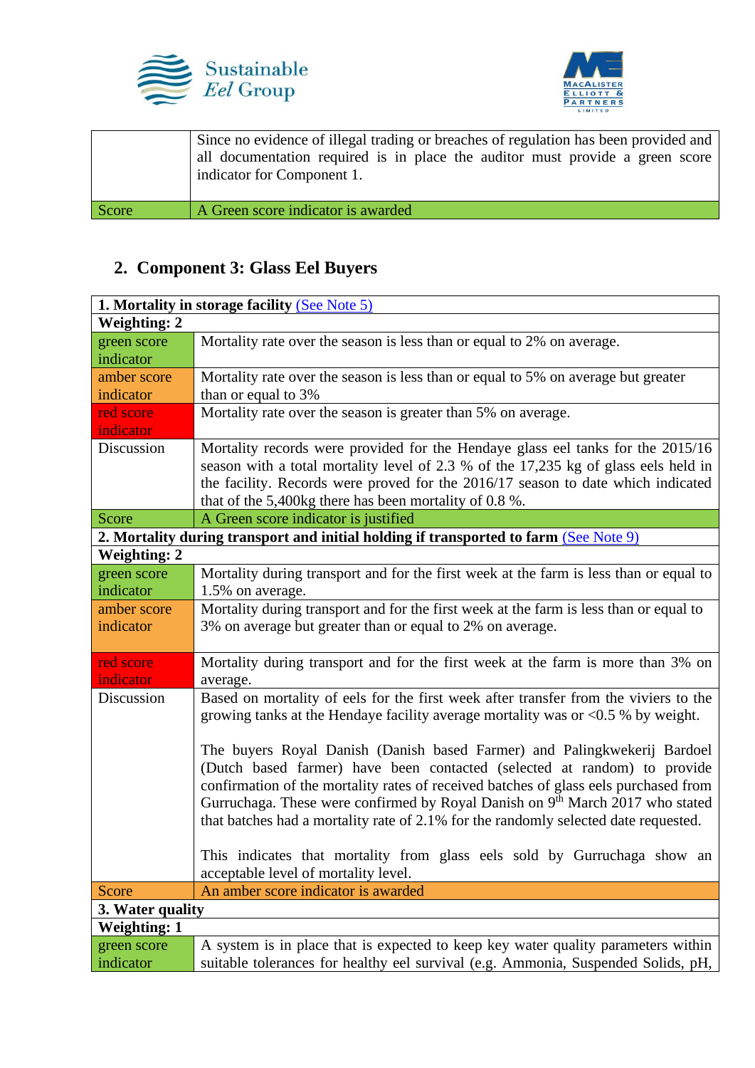| | |
|---|---|
| | Since no evidence of illegal trading or breaches of regulation has been provided and all documentation required is in place the auditor must provide a green score indicator for Component 1. |
| Score | A Green score indicator is awarded |

## 2. Component 3: Glass Eel Buyers

| **1. Mortality in storage facility** (See Note 5) | |
|---|---|
| **Weighting: 2** | |
| green score indicator | Mortality rate over the season is less than or equal to 2% on average. |
| amber score indicator | Mortality rate over the season is less than or equal to 5% on average but greater than or equal to 3% |
| red score indicator | Mortality rate over the season is greater than 5% on average. |
| Discussion | Mortality records were provided for the Hendaye glass eel tanks for the 2015/16 season with a total mortality level of 2.3 % of the 17,235 kg of glass eels held in the facility. Records were proved for the 2016/17 season to date which indicated that of the 5,400kg there has been mortality of 0.8 %. |
| Score | A Green score indicator is justified |
| **2. Mortality during transport and initial holding if transported to farm** (See Note 9) | |
| **Weighting: 2** | |
| green score indicator | Mortality during transport and for the first week at the farm is less than or equal to 1.5% on average. |
| amber score indicator | Mortality during transport and for the first week at the farm is less than or equal to 3% on average but greater than or equal to 2% on average. |
| red score indicator | Mortality during transport and for the first week at the farm is more than 3% on average. |
| Discussion | Based on mortality of eels for the first week after transfer from the viviers to the growing tanks at the Hendaye facility average mortality was or <0.5 % by weight.<br><br>The buyers Royal Danish (Danish based Farmer) and Palingkwekerij Bardoel (Dutch based farmer) have been contacted (selected at random) to provide confirmation of the mortality rates of received batches of glass eels purchased from Gurruchaga. These were confirmed by Royal Danish on 9th March 2017 who stated that batches had a mortality rate of 2.1% for the randomly selected date requested.<br><br>This indicates that mortality from glass eels sold by Gurruchaga show an acceptable level of mortality level. |
| Score | An amber score indicator is awarded |
| **3. Water quality** | |
| **Weighting: 1** | |
| green score indicator | A system is in place that is expected to keep key water quality parameters within suitable tolerances for healthy eel survival (e.g. Ammonia, Suspended Solids, pH, |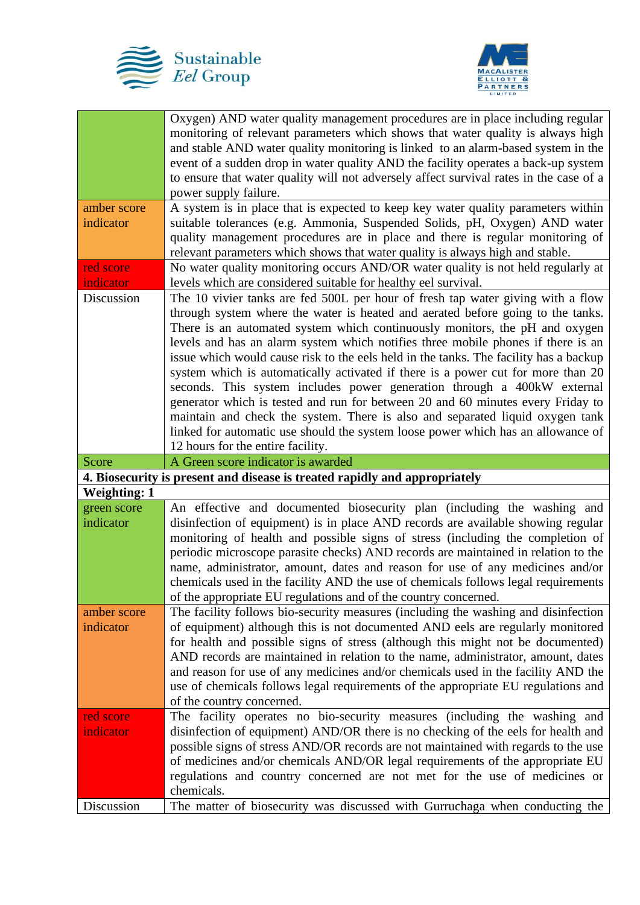| | |
|---|---|
| | Oxygen) AND water quality management procedures are in place including regular monitoring of relevant parameters which shows that water quality is always high and stable AND water quality monitoring is linked to an alarm-based system in the event of a sudden drop in water quality AND the facility operates a back-up system to ensure that water quality will not adversely affect survival rates in the case of a power supply failure. |
| amber score indicator | A system is in place that is expected to keep key water quality parameters within suitable tolerances (e.g. Ammonia, Suspended Solids, pH, Oxygen) AND water quality management procedures are in place and there is regular monitoring of relevant parameters which shows that water quality is always high and stable. |
| red score indicator | No water quality monitoring occurs AND/OR water quality is not held regularly at levels which are considered suitable for healthy eel survival. |
| Discussion | The 10 vivier tanks are fed 500L per hour of fresh tap water giving with a flow through system where the water is heated and aerated before going to the tanks. There is an automated system which continuously monitors, the pH and oxygen levels and has an alarm system which notifies three mobile phones if there is an issue which would cause risk to the eels held in the tanks. The facility has a backup system which is automatically activated if there is a power cut for more than 20 seconds. This system includes power generation through a 400kW external generator which is tested and run for between 20 and 60 minutes every Friday to maintain and check the system. There is also and separated liquid oxygen tank linked for automatic use should the system loose power which has an allowance of 12 hours for the entire facility. |
| Score | A Green score indicator is awarded |
| **4. Biosecurity is present and disease is treated rapidly and appropriately** | |
| **Weighting: 1** | |
| green score indicator | An effective and documented biosecurity plan (including the washing and disinfection of equipment) is in place AND records are available showing regular monitoring of health and possible signs of stress (including the completion of periodic microscope parasite checks) AND records are maintained in relation to the name, administrator, amount, dates and reason for use of any medicines and/or chemicals used in the facility AND the use of chemicals follows legal requirements of the appropriate EU regulations and of the country concerned. |
| amber score indicator | The facility follows bio-security measures (including the washing and disinfection of equipment) although this is not documented AND eels are regularly monitored for health and possible signs of stress (although this might not be documented) AND records are maintained in relation to the name, administrator, amount, dates and reason for use of any medicines and/or chemicals used in the facility AND the use of chemicals follows legal requirements of the appropriate EU regulations and of the country concerned. |
| red score indicator | The facility operates no bio-security measures (including the washing and disinfection of equipment) AND/OR there is no checking of the eels for health and possible signs of stress AND/OR records are not maintained with regards to the use of medicines and/or chemicals AND/OR legal requirements of the appropriate EU regulations and country concerned are not met for the use of medicines or chemicals. |
| Discussion | The matter of biosecurity was discussed with Gurruchaga when conducting the |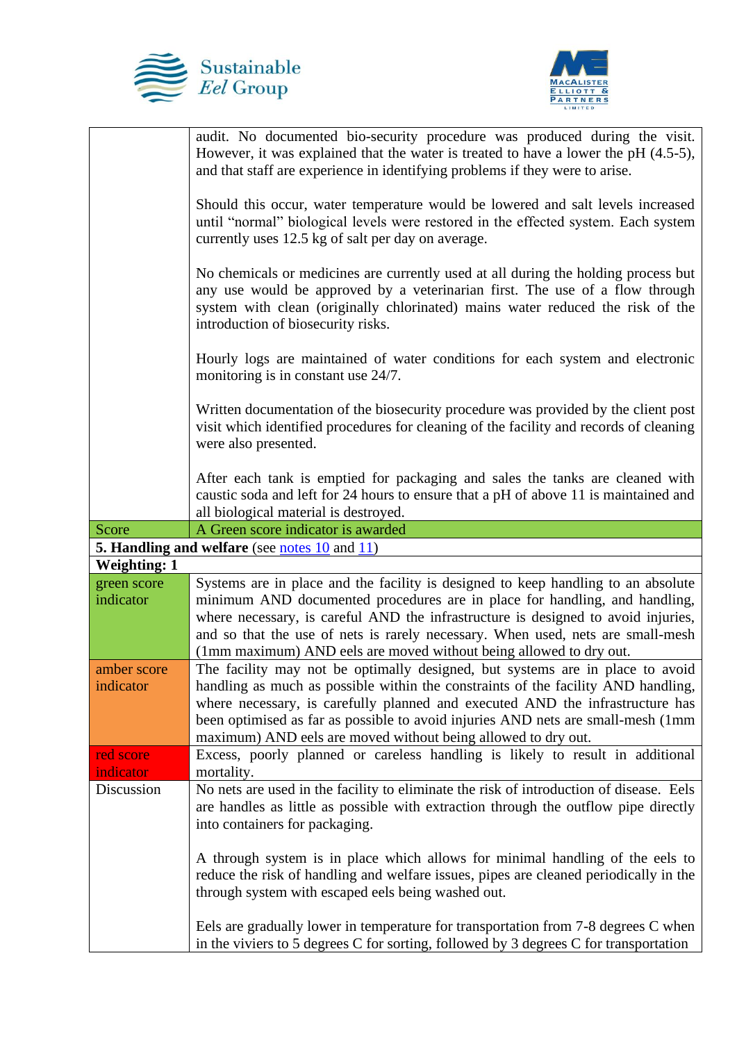| | |
|---|---|
| | audit. No documented bio-security procedure was produced during the visit. However, it was explained that the water is treated to have a lower the pH (4.5-5), and that staff are experience in identifying problems if they were to arise.<br><br>Should this occur, water temperature would be lowered and salt levels increased until "normal" biological levels were restored in the effected system. Each system currently uses 12.5 kg of salt per day on average.<br><br>No chemicals or medicines are currently used at all during the holding process but any use would be approved by a veterinarian first. The use of a flow through system with clean (originally chlorinated) mains water reduced the risk of the introduction of biosecurity risks.<br><br>Hourly logs are maintained of water conditions for each system and electronic monitoring is in constant use 24/7.<br><br>Written documentation of the biosecurity procedure was provided by the client post visit which identified procedures for cleaning of the facility and records of cleaning were also presented.<br><br>After each tank is emptied for packaging and sales the tanks are cleaned with caustic soda and left for 24 hours to ensure that a pH of above 11 is maintained and all biological material is destroyed. |
| Score | A Green score indicator is awarded |
| **5. Handling and welfare** (see notes 10 and 11) | |
| **Weighting: 1** | |
| green score indicator | Systems are in place and the facility is designed to keep handling to an absolute minimum AND documented procedures are in place for handling, and handling, where necessary, is careful AND the infrastructure is designed to avoid injuries, and so that the use of nets is rarely necessary. When used, nets are small-mesh (1mm maximum) AND eels are moved without being allowed to dry out. |
| amber score indicator | The facility may not be optimally designed, but systems are in place to avoid handling as much as possible within the constraints of the facility AND handling, where necessary, is carefully planned and executed AND the infrastructure has been optimised as far as possible to avoid injuries AND nets are small-mesh (1mm maximum) AND eels are moved without being allowed to dry out. |
| red score indicator | Excess, poorly planned or careless handling is likely to result in additional mortality. |
| Discussion | No nets are used in the facility to eliminate the risk of introduction of disease. Eels are handles as little as possible with extraction through the outflow pipe directly into containers for packaging.<br><br>A through system is in place which allows for minimal handling of the eels to reduce the risk of handling and welfare issues, pipes are cleaned periodically in the through system with escaped eels being washed out.<br><br>Eels are gradually lower in temperature for transportation from 7-8 degrees C when in the viviers to 5 degrees C for sorting, followed by 3 degrees C for transportation |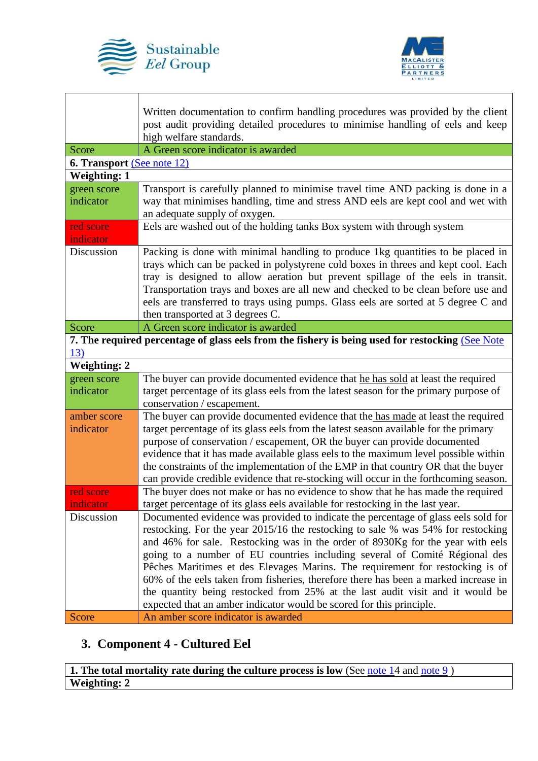| | |
|---|---|
| | Written documentation to confirm handling procedures was provided by the client post audit providing detailed procedures to minimise handling of eels and keep high welfare standards. |
| Score | A Green score indicator is awarded |
| **6. Transport** (See note 12) | |
| **Weighting: 1** | |
| green score indicator | Transport is carefully planned to minimise travel time AND packing is done in a way that minimises handling, time and stress AND eels are kept cool and wet with an adequate supply of oxygen. |
| red score indicator | Eels are washed out of the holding tanks Box system with through system |
| Discussion | Packing is done with minimal handling to produce 1kg quantities to be placed in trays which can be packed in polystyrene cold boxes in threes and kept cool. Each tray is designed to allow aeration but prevent spillage of the eels in transit. Transportation trays and boxes are all new and checked to be clean before use and eels are transferred to trays using pumps. Glass eels are sorted at 5 degree C and then transported at 3 degrees C. |
| Score | A Green score indicator is awarded |
| **7. The required percentage of glass eels from the fishery is being used for restocking** (See Note 13) | |
| **Weighting: 2** | |
| green score indicator | The buyer can provide documented evidence that he has sold at least the required target percentage of its glass eels from the latest season for the primary purpose of conservation / escapement. |
| amber score indicator | The buyer can provide documented evidence that the has made at least the required target percentage of its glass eels from the latest season available for the primary purpose of conservation / escapement, OR the buyer can provide documented evidence that it has made available glass eels to the maximum level possible within the constraints of the implementation of the EMP in that country OR that the buyer can provide credible evidence that re-stocking will occur in the forthcoming season. |
| red score indicator | The buyer does not make or has no evidence to show that he has made the required target percentage of its glass eels available for restocking in the last year. |
| Discussion | Documented evidence was provided to indicate the percentage of glass eels sold for restocking. For the year 2015/16 the restocking to sale % was 54% for restocking and 46% for sale. Restocking was in the order of 8930Kg for the year with eels going to a number of EU countries including several of Comité Régional des Pêches Maritimes et des Elevages Marins. The requirement for restocking is of 60% of the eels taken from fisheries, therefore there has been a marked increase in the quantity being restocked from 25% at the last audit visit and it would be expected that an amber indicator would be scored for this principle. |
| Score | An amber score indicator is awarded |

## 3. Component 4 - Cultured Eel

| |
|---|
| **1. The total mortality rate during the culture process is low** (See note 14 and note 9 ) |
| **Weighting: 2** |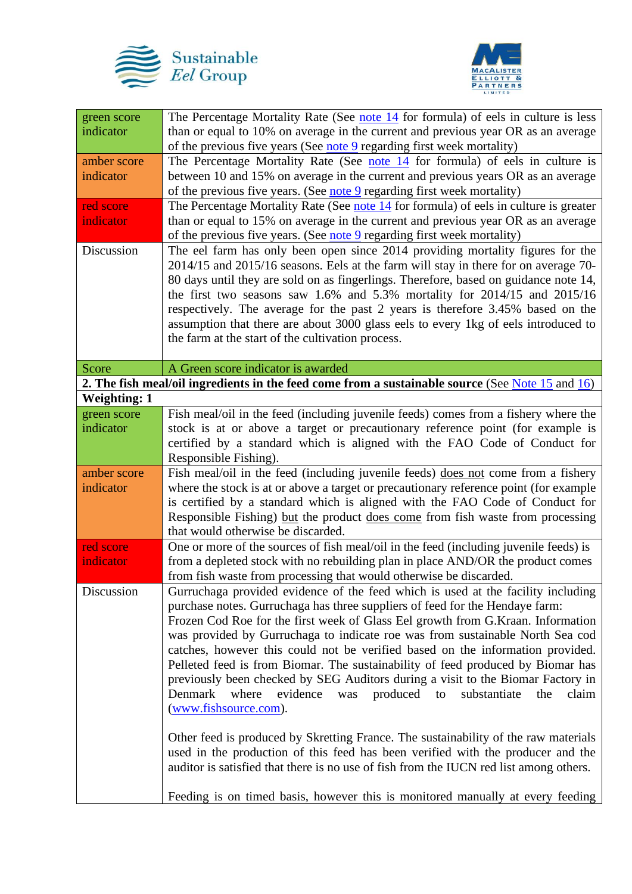| | |
|---|---|
| green score indicator | The Percentage Mortality Rate (See note 14 for formula) of eels in culture is less than or equal to 10% on average in the current and previous year OR as an average of the previous five years (See note 9 regarding first week mortality) |
| amber score indicator | The Percentage Mortality Rate (See note 14 for formula) of eels in culture is between 10 and 15% on average in the current and previous years OR as an average of the previous five years. (See note 9 regarding first week mortality) |
| red score indicator | The Percentage Mortality Rate (See note 14 for formula) of eels in culture is greater than or equal to 15% on average in the current and previous year OR as an average of the previous five years. (See note 9 regarding first week mortality) |
| Discussion | The eel farm has only been open since 2014 providing mortality figures for the 2014/15 and 2015/16 seasons. Eels at the farm will stay in there for on average 70-80 days until they are sold on as fingerlings. Therefore, based on guidance note 14, the first two seasons saw 1.6% and 5.3% mortality for 2014/15 and 2015/16 respectively. The average for the past 2 years is therefore 3.45% based on the assumption that there are about 3000 glass eels to every 1kg of eels introduced to the farm at the start of the cultivation process. |
| Score | A Green score indicator is awarded |
| **2. The fish meal/oil ingredients in the feed come from a sustainable source** (See Note 15 and 16) | |
| **Weighting: 1** | |
| green score indicator | Fish meal/oil in the feed (including juvenile feeds) comes from a fishery where the stock is at or above a target or precautionary reference point (for example is certified by a standard which is aligned with the FAO Code of Conduct for Responsible Fishing). |
| amber score indicator | Fish meal/oil in the feed (including juvenile feeds) does not come from a fishery where the stock is at or above a target or precautionary reference point (for example is certified by a standard which is aligned with the FAO Code of Conduct for Responsible Fishing) but the product does come from fish waste from processing that would otherwise be discarded. |
| red score indicator | One or more of the sources of fish meal/oil in the feed (including juvenile feeds) is from a depleted stock with no rebuilding plan in place AND/OR the product comes from fish waste from processing that would otherwise be discarded. |
| Discussion | Gurruchaga provided evidence of the feed which is used at the facility including purchase notes. Gurruchaga has three suppliers of feed for the Hendaye farm: Frozen Cod Roe for the first week of Glass Eel growth from G.Kraan. Information was provided by Gurruchaga to indicate roe was from sustainable North Sea cod catches, however this could not be verified based on the information provided. Pelleted feed is from Biomar. The sustainability of feed produced by Biomar has previously been checked by SEG Auditors during a visit to the Biomar Factory in Denmark where evidence was produced to substantiate the claim (www.fishsource.com).<br><br>Other feed is produced by Skretting France. The sustainability of the raw materials used in the production of this feed has been verified with the producer and the auditor is satisfied that there is no use of fish from the IUCN red list among others.<br><br>Feeding is on timed basis, however this is monitored manually at every feeding |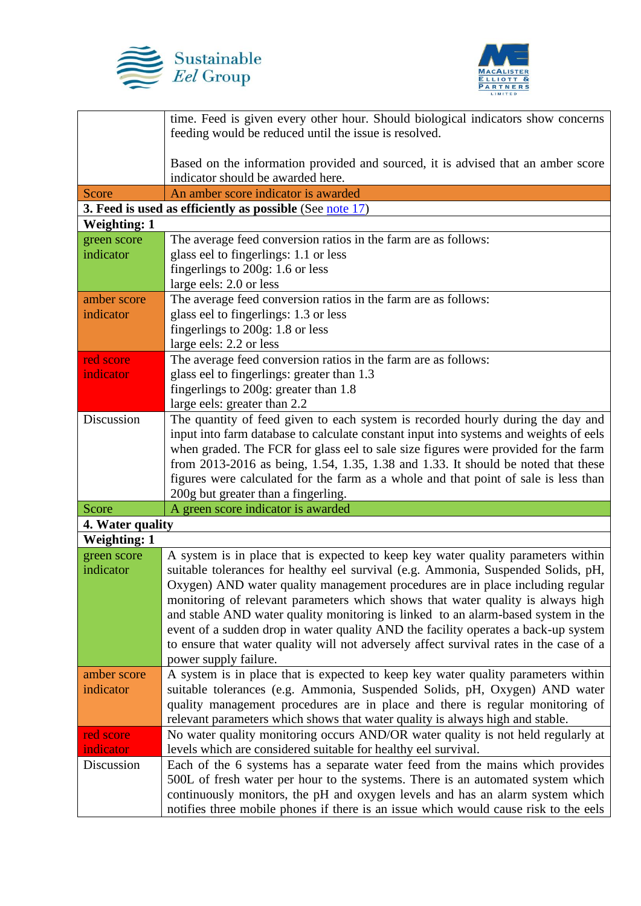| | |
|---|---|
| | time. Feed is given every other hour. Should biological indicators show concerns feeding would be reduced until the issue is resolved.<br><br>Based on the information provided and sourced, it is advised that an amber score indicator should be awarded here. |
| Score | An amber score indicator is awarded |
| **3. Feed is used as efficiently as possible** (See note 17) | |
| **Weighting: 1** | |
| green score indicator | The average feed conversion ratios in the farm are as follows:<br>glass eel to fingerlings: 1.1 or less<br>fingerlings to 200g: 1.6 or less<br>large eels: 2.0 or less |
| amber score indicator | The average feed conversion ratios in the farm are as follows:<br>glass eel to fingerlings: 1.3 or less<br>fingerlings to 200g: 1.8 or less<br>large eels: 2.2 or less |
| red score indicator | The average feed conversion ratios in the farm are as follows:<br>glass eel to fingerlings: greater than 1.3<br>fingerlings to 200g: greater than 1.8<br>large eels: greater than 2.2 |
| Discussion | The quantity of feed given to each system is recorded hourly during the day and input into farm database to calculate constant input into systems and weights of eels when graded. The FCR for glass eel to sale size figures were provided for the farm from 2013-2016 as being, 1.54, 1.35, 1.38 and 1.33. It should be noted that these figures were calculated for the farm as a whole and that point of sale is less than 200g but greater than a fingerling. |
| Score | A green score indicator is awarded |
| **4. Water quality** | |
| **Weighting: 1** | |
| green score indicator | A system is in place that is expected to keep key water quality parameters within suitable tolerances for healthy eel survival (e.g. Ammonia, Suspended Solids, pH, Oxygen) AND water quality management procedures are in place including regular monitoring of relevant parameters which shows that water quality is always high and stable AND water quality monitoring is linked to an alarm-based system in the event of a sudden drop in water quality AND the facility operates a back-up system to ensure that water quality will not adversely affect survival rates in the case of a power supply failure. |
| amber score indicator | A system is in place that is expected to keep key water quality parameters within suitable tolerances (e.g. Ammonia, Suspended Solids, pH, Oxygen) AND water quality management procedures are in place and there is regular monitoring of relevant parameters which shows that water quality is always high and stable. |
| red score indicator | No water quality monitoring occurs AND/OR water quality is not held regularly at levels which are considered suitable for healthy eel survival. |
| Discussion | Each of the 6 systems has a separate water feed from the mains which provides 500L of fresh water per hour to the systems. There is an automated system which continuously monitors, the pH and oxygen levels and has an alarm system which notifies three mobile phones if there is an issue which would cause risk to the eels |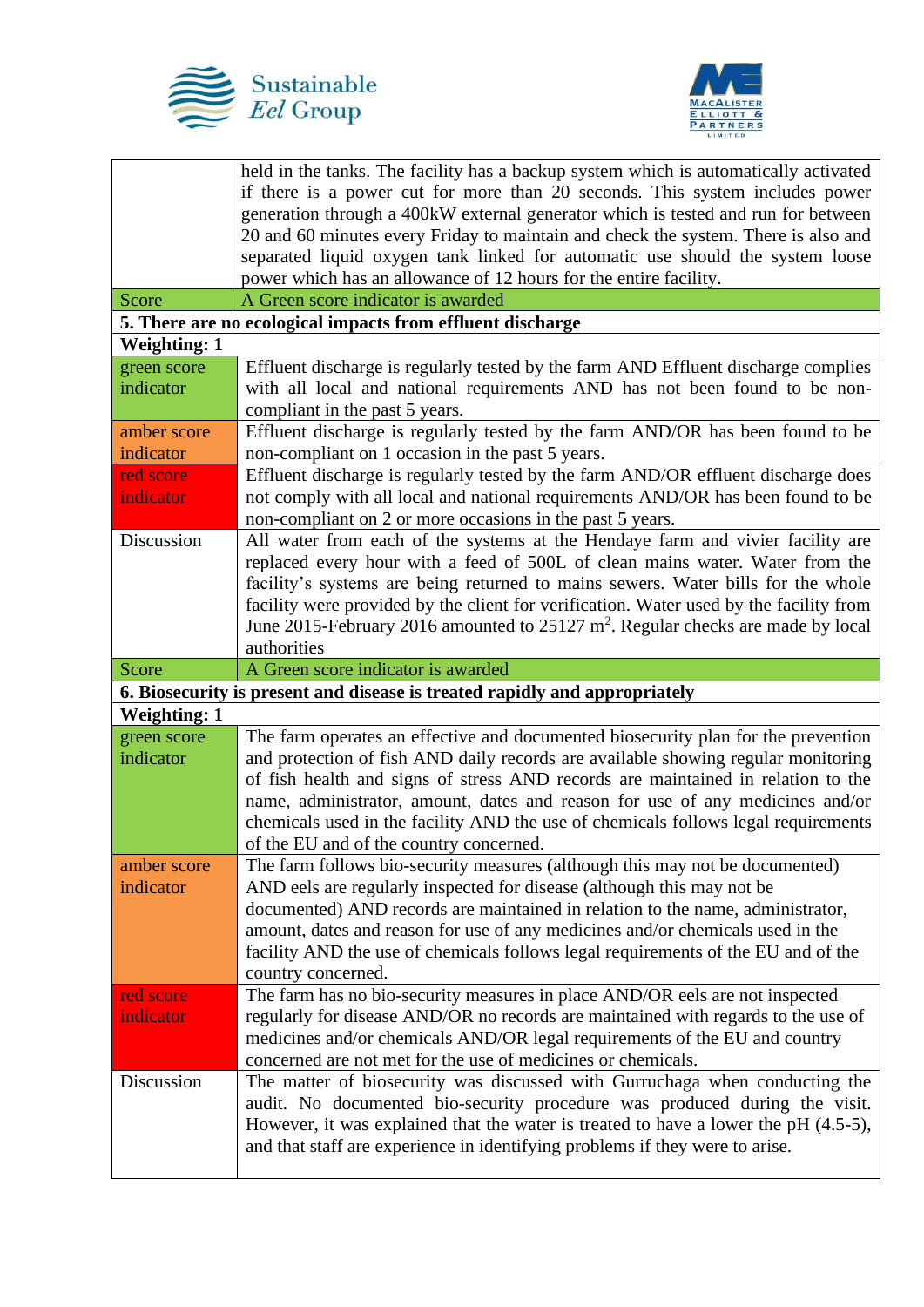| | |
|---|---|
| | held in the tanks. The facility has a backup system which is automatically activated if there is a power cut for more than 20 seconds. This system includes power generation through a 400kW external generator which is tested and run for between 20 and 60 minutes every Friday to maintain and check the system. There is also and separated liquid oxygen tank linked for automatic use should the system loose power which has an allowance of 12 hours for the entire facility. |
| Score | A Green score indicator is awarded |
| **5. There are no ecological impacts from effluent discharge** | |
| **Weighting: 1** | |
| green score indicator | Effluent discharge is regularly tested by the farm AND Effluent discharge complies with all local and national requirements AND has not been found to be non-compliant in the past 5 years. |
| amber score indicator | Effluent discharge is regularly tested by the farm AND/OR has been found to be non-compliant on 1 occasion in the past 5 years. |
| red score indicator | Effluent discharge is regularly tested by the farm AND/OR effluent discharge does not comply with all local and national requirements AND/OR has been found to be non-compliant on 2 or more occasions in the past 5 years. |
| Discussion | All water from each of the systems at the Hendaye farm and vivier facility are replaced every hour with a feed of 500L of clean mains water. Water from the facility's systems are being returned to mains sewers. Water bills for the whole facility were provided by the client for verification. Water used by the facility from June 2015-February 2016 amounted to 25127 $m^2$. Regular checks are made by local authorities |
| Score | A Green score indicator is awarded |
| **6. Biosecurity is present and disease is treated rapidly and appropriately** | |
| **Weighting: 1** | |
| green score indicator | The farm operates an effective and documented biosecurity plan for the prevention and protection of fish AND daily records are available showing regular monitoring of fish health and signs of stress AND records are maintained in relation to the name, administrator, amount, dates and reason for use of any medicines and/or chemicals used in the facility AND the use of chemicals follows legal requirements of the EU and of the country concerned. |
| amber score indicator | The farm follows bio-security measures (although this may not be documented) AND eels are regularly inspected for disease (although this may not be documented) AND records are maintained in relation to the name, administrator, amount, dates and reason for use of any medicines and/or chemicals used in the facility AND the use of chemicals follows legal requirements of the EU and of the country concerned. |
| red score indicator | The farm has no bio-security measures in place AND/OR eels are not inspected regularly for disease AND/OR no records are maintained with regards to the use of medicines and/or chemicals AND/OR legal requirements of the EU and country concerned are not met for the use of medicines or chemicals. |
| Discussion | The matter of biosecurity was discussed with Gurruchaga when conducting the audit. No documented bio-security procedure was produced during the visit. However, it was explained that the water is treated to have a lower the pH (4.5-5), and that staff are experience in identifying problems if they were to arise. |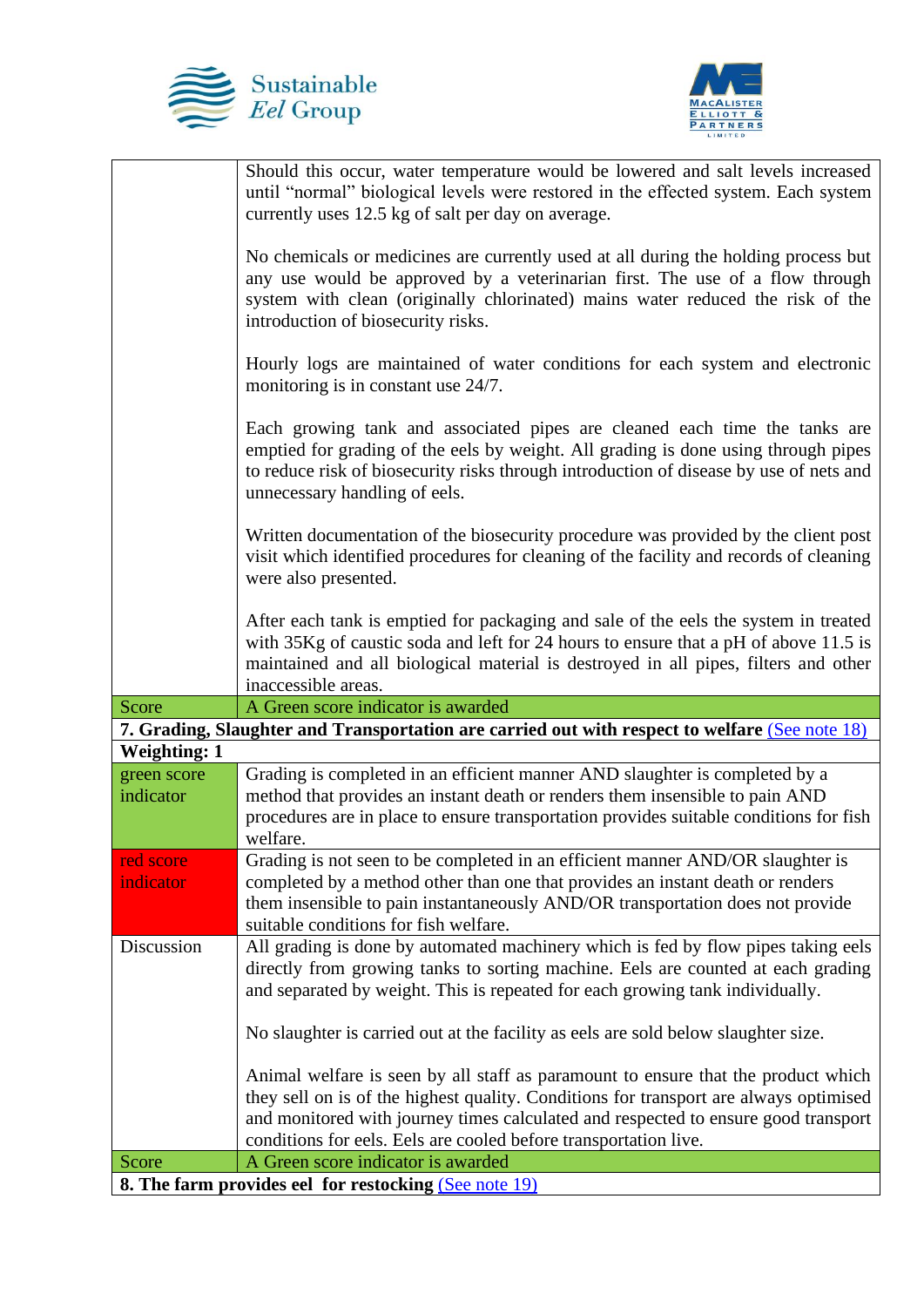| | |
|---|---|
| | Should this occur, water temperature would be lowered and salt levels increased until "normal" biological levels were restored in the effected system. Each system currently uses 12.5 kg of salt per day on average.<br><br>No chemicals or medicines are currently used at all during the holding process but any use would be approved by a veterinarian first. The use of a flow through system with clean (originally chlorinated) mains water reduced the risk of the introduction of biosecurity risks.<br><br>Hourly logs are maintained of water conditions for each system and electronic monitoring is in constant use 24/7.<br><br>Each growing tank and associated pipes are cleaned each time the tanks are emptied for grading of the eels by weight. All grading is done using through pipes to reduce risk of biosecurity risks through introduction of disease by use of nets and unnecessary handling of eels.<br><br>Written documentation of the biosecurity procedure was provided by the client post visit which identified procedures for cleaning of the facility and records of cleaning were also presented.<br><br>After each tank is emptied for packaging and sale of the eels the system in treated with 35Kg of caustic soda and left for 24 hours to ensure that a pH of above 11.5 is maintained and all biological material is destroyed in all pipes, filters and other inaccessible areas. |
| Score | A Green score indicator is awarded |
| **7. Grading, Slaughter and Transportation are carried out with respect to welfare** (See note 18) | |
| **Weighting: 1** | |
| green score indicator | Grading is completed in an efficient manner AND slaughter is completed by a method that provides an instant death or renders them insensible to pain AND procedures are in place to ensure transportation provides suitable conditions for fish welfare. |
| red score indicator | Grading is not seen to be completed in an efficient manner AND/OR slaughter is completed by a method other than one that provides an instant death or renders them insensible to pain instantaneously AND/OR transportation does not provide suitable conditions for fish welfare. |
| Discussion | All grading is done by automated machinery which is fed by flow pipes taking eels directly from growing tanks to sorting machine. Eels are counted at each grading and separated by weight. This is repeated for each growing tank individually.<br><br>No slaughter is carried out at the facility as eels are sold below slaughter size.<br><br>Animal welfare is seen by all staff as paramount to ensure that the product which they sell on is of the highest quality. Conditions for transport are always optimised and monitored with journey times calculated and respected to ensure good transport conditions for eels. Eels are cooled before transportation live. |
| Score | A Green score indicator is awarded |
| **8. The farm provides eel for restocking** (See note 19) | |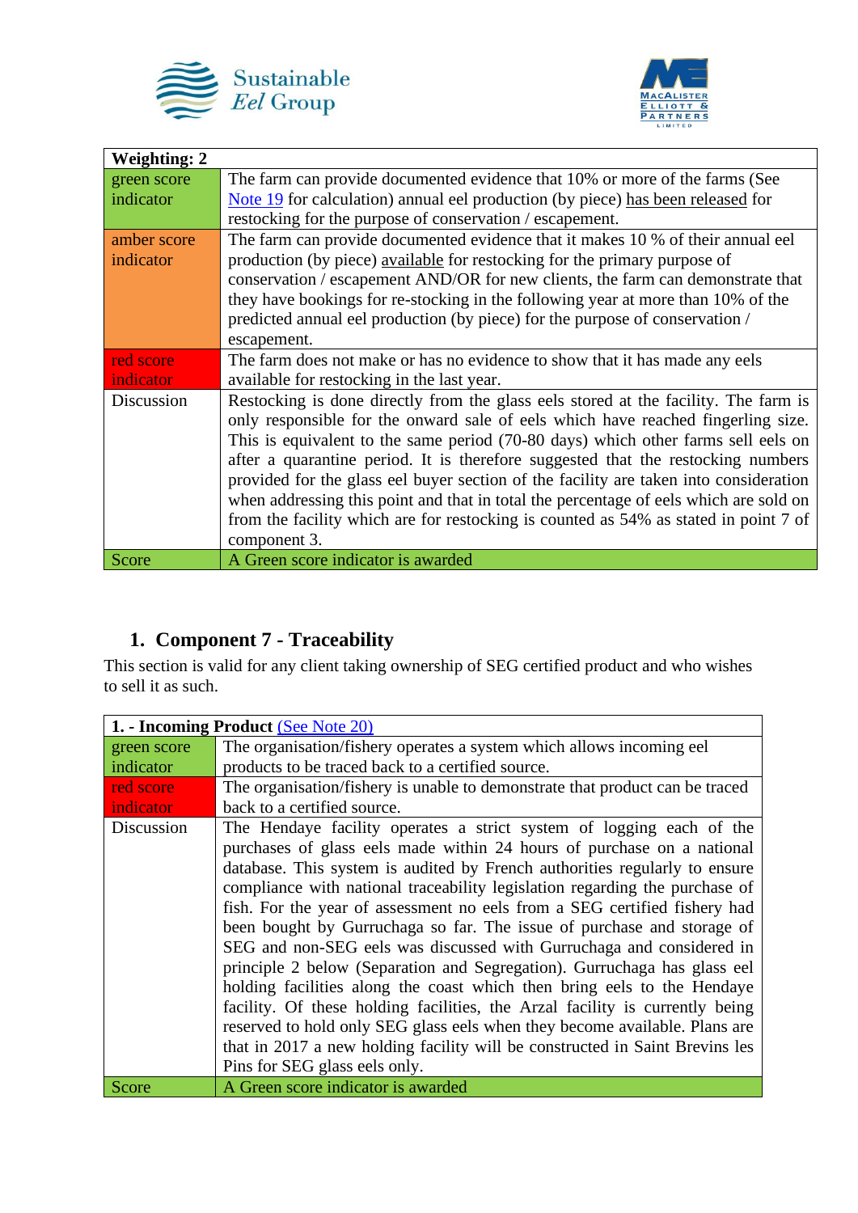| Weighting: 2 | |
|---|---|
| green score indicator | The farm can provide documented evidence that 10% or more of the farms (See Note 19 for calculation) annual eel production (by piece) has been released for restocking for the purpose of conservation / escapement. |
| amber score indicator | The farm can provide documented evidence that it makes 10 % of their annual eel production (by piece) available for restocking for the primary purpose of conservation / escapement AND/OR for new clients, the farm can demonstrate that they have bookings for re-stocking in the following year at more than 10% of the predicted annual eel production (by piece) for the purpose of conservation / escapement. |
| red score indicator | The farm does not make or has no evidence to show that it has made any eels available for restocking in the last year. |
| Discussion | Restocking is done directly from the glass eels stored at the facility. The farm is only responsible for the onward sale of eels which have reached fingerling size. This is equivalent to the same period (70-80 days) which other farms sell eels on after a quarantine period. It is therefore suggested that the restocking numbers provided for the glass eel buyer section of the facility are taken into consideration when addressing this point and that in total the percentage of eels which are sold on from the facility which are for restocking is counted as 54% as stated in point 7 of component 3. |
| Score | A Green score indicator is awarded |

## 1. Component 7 - Traceability

This section is valid for any client taking ownership of SEG certified product and who wishes to sell it as such.

| **1. - Incoming Product** (See Note 20) | |
|---|---|
| green score indicator | The organisation/fishery operates a system which allows incoming eel products to be traced back to a certified source. |
| red score indicator | The organisation/fishery is unable to demonstrate that product can be traced back to a certified source. |
| Discussion | The Hendaye facility operates a strict system of logging each of the purchases of glass eels made within 24 hours of purchase on a national database. This system is audited by French authorities regularly to ensure compliance with national traceability legislation regarding the purchase of fish. For the year of assessment no eels from a SEG certified fishery had been bought by Gurruchaga so far. The issue of purchase and storage of SEG and non-SEG eels was discussed with Gurruchaga and considered in principle 2 below (Separation and Segregation). Gurruchaga has glass eel holding facilities along the coast which then bring eels to the Hendaye facility. Of these holding facilities, the Arzal facility is currently being reserved to hold only SEG glass eels when they become available. Plans are that in 2017 a new holding facility will be constructed in Saint Brevins les Pins for SEG glass eels only. |
| Score | A Green score indicator is awarded |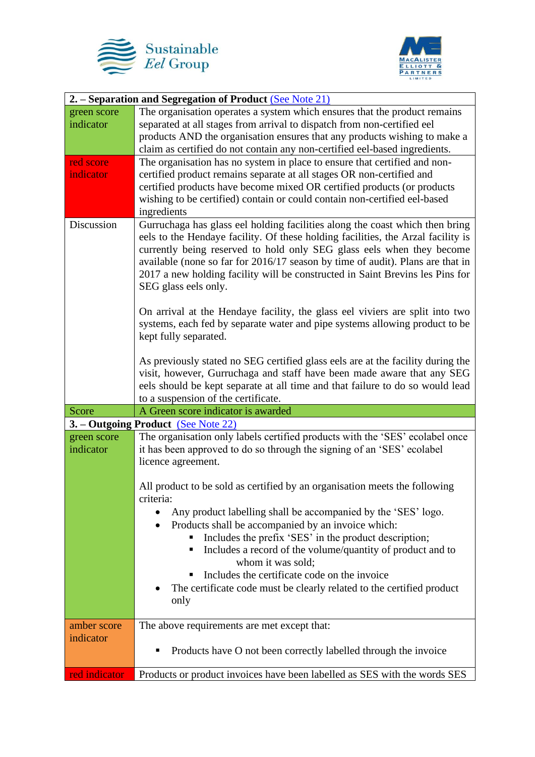| **2. – Separation and Segregation of Product** (See Note 21) | |
|---|---|
| green score indicator | The organisation operates a system which ensures that the product remains separated at all stages from arrival to dispatch from non-certified eel products AND the organisation ensures that any products wishing to make a claim as certified do not contain any non-certified eel-based ingredients. |
| red score indicator | The organisation has no system in place to ensure that certified and non-certified product remains separate at all stages OR non-certified and certified products have become mixed OR certified products (or products wishing to be certified) contain or could contain non-certified eel-based ingredients |
| Discussion | Gurruchaga has glass eel holding facilities along the coast which then bring eels to the Hendaye facility. Of these holding facilities, the Arzal facility is currently being reserved to hold only SEG glass eels when they become available (none so far for 2016/17 season by time of audit). Plans are that in 2017 a new holding facility will be constructed in Saint Brevins les Pins for SEG glass eels only.<br><br>On arrival at the Hendaye facility, the glass eel viviers are split into two systems, each fed by separate water and pipe systems allowing product to be kept fully separated.<br><br>As previously stated no SEG certified glass eels are at the facility during the visit, however, Gurruchaga and staff have been made aware that any SEG eels should be kept separate at all time and that failure to do so would lead to a suspension of the certificate. |
| Score | A Green score indicator is awarded |
| **3. – Outgoing Product** (See Note 22) | |
| green score indicator | The organisation only labels certified products with the 'SES' ecolabel once it has been approved to do so through the signing of an 'SES' ecolabel licence agreement.<br><br>All product to be sold as certified by an organisation meets the following criteria:<br>• Any product labelling shall be accompanied by the 'SES' logo.<br>• Products shall be accompanied by an invoice which:<br>&nbsp;&nbsp;▪ Includes the prefix 'SES' in the product description;<br>&nbsp;&nbsp;▪ Includes a record of the volume/quantity of product and to whom it was sold;<br>&nbsp;&nbsp;▪ Includes the certificate code on the invoice<br>• The certificate code must be clearly related to the certified product only |
| amber score indicator | The above requirements are met except that:<br><br>▪ Products have O not been correctly labelled through the invoice |
| red indicator | Products or product invoices have been labelled as SES with the words SES |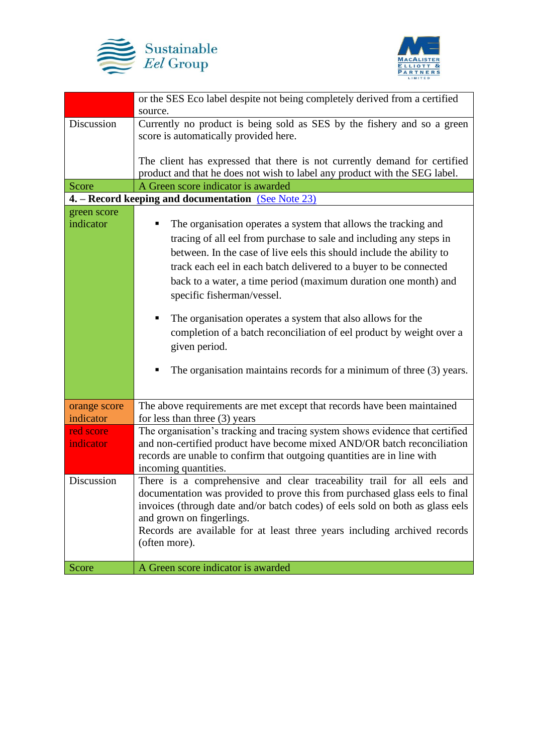| | |
|---|---|
| | or the SES Eco label despite not being completely derived from a certified source. |
| Discussion | Currently no product is being sold as SES by the fishery and so a green score is automatically provided here.<br><br>The client has expressed that there is not currently demand for certified product and that he does not wish to label any product with the SEG label. |
| Score | A Green score indicator is awarded |
| **4. – Record keeping and documentation** (See Note 23) | |
| green score indicator | ▪ The organisation operates a system that allows the tracking and tracing of all eel from purchase to sale and including any steps in between. In the case of live eels this should include the ability to track each eel in each batch delivered to a buyer to be connected back to a water, a time period (maximum duration one month) and specific fisherman/vessel.<br><br>▪ The organisation operates a system that also allows for the completion of a batch reconciliation of eel product by weight over a given period.<br><br>▪ The organisation maintains records for a minimum of three (3) years. |
| orange score indicator | The above requirements are met except that records have been maintained for less than three (3) years |
| red score indicator | The organisation's tracking and tracing system shows evidence that certified and non-certified product have become mixed AND/OR batch reconciliation records are unable to confirm that outgoing quantities are in line with incoming quantities. |
| Discussion | There is a comprehensive and clear traceability trail for all eels and documentation was provided to prove this from purchased glass eels to final invoices (through date and/or batch codes) of eels sold on both as glass eels and grown on fingerlings.<br>Records are available for at least three years including archived records (often more). |
| Score | A Green score indicator is awarded |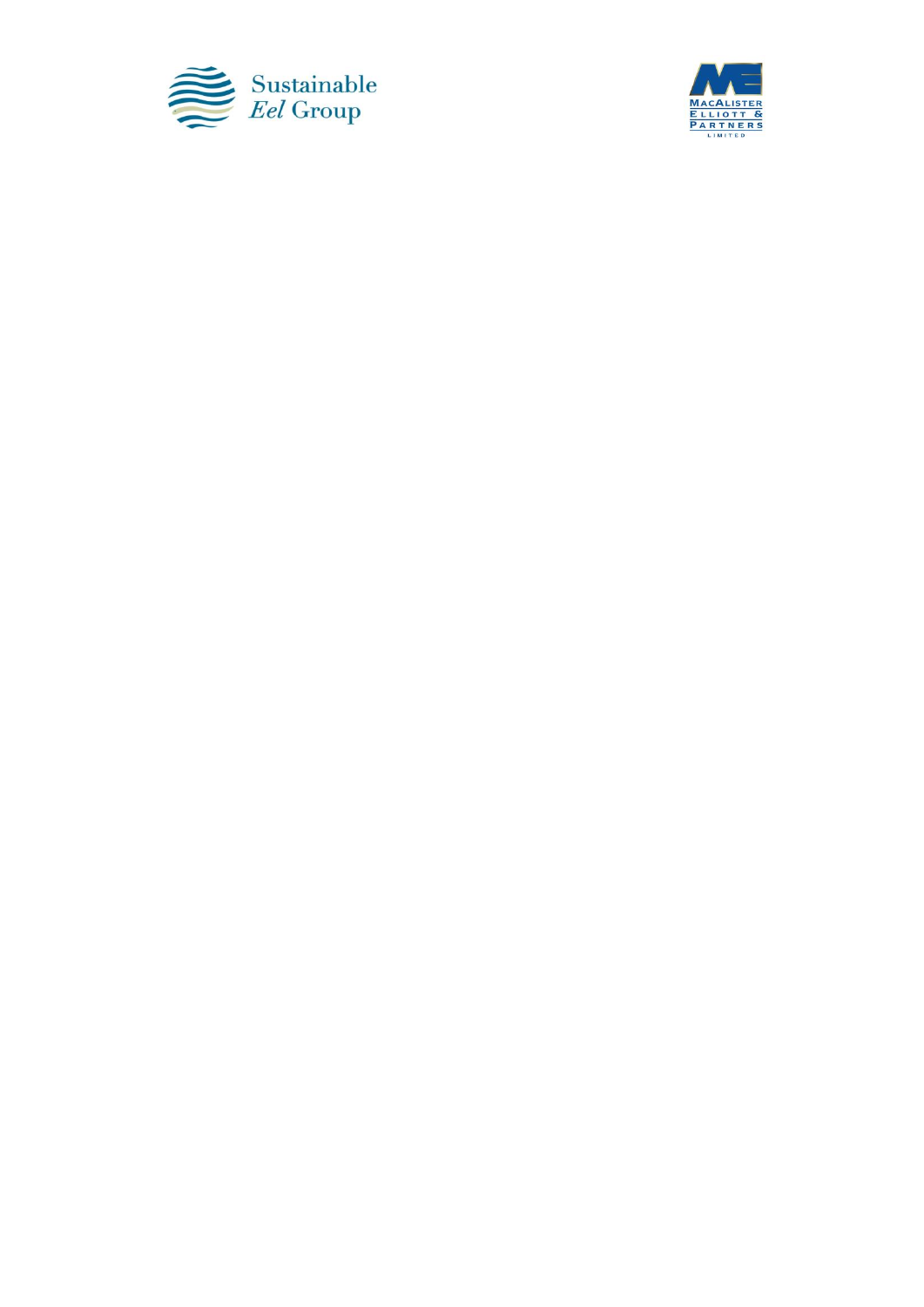Sustainable *Eel* Group

MacAlister Elliott & Partners Limited